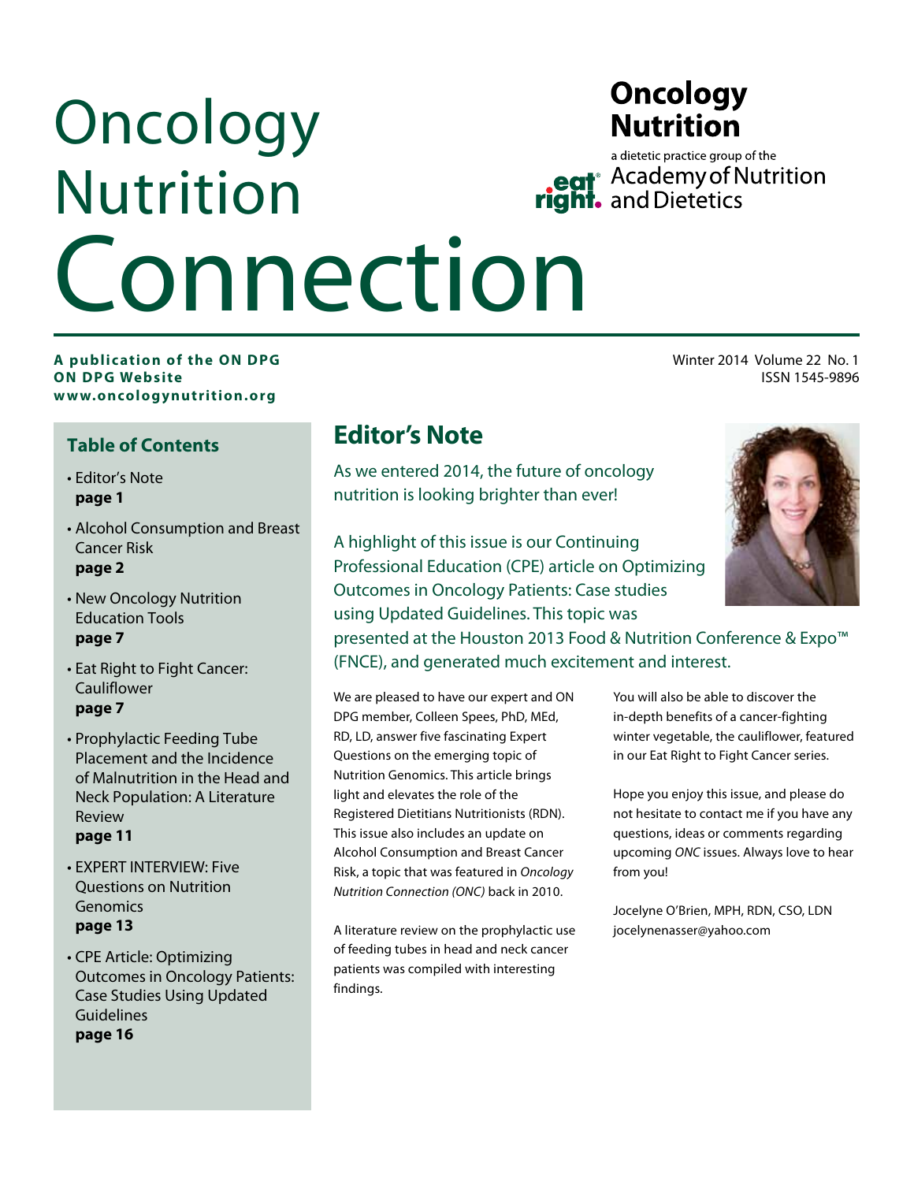# Oncology Nutrition Connection

**Oncology Nutrition**

a dietetic practice group of the Academy of Nutrition and Dietetics

**A publication of the ON DPG**
**ON DPG Website**
**www.oncologynutrition.org**

Winter 2014 Volume 22 No. 1
ISSN 1545-9896

## Table of Contents

- Editor's Note **page 1**
- Alcohol Consumption and Breast Cancer Risk **page 2**
- New Oncology Nutrition Education Tools **page 7**
- Eat Right to Fight Cancer: Cauliflower **page 7**
- Prophylactic Feeding Tube Placement and the Incidence of Malnutrition in the Head and Neck Population: A Literature Review **page 11**
- EXPERT INTERVIEW: Five Questions on Nutrition Genomics **page 13**
- CPE Article: Optimizing Outcomes in Oncology Patients: Case Studies Using Updated Guidelines **page 16**

## Editor's Note

As we entered 2014, the future of oncology nutrition is looking brighter than ever!

A highlight of this issue is our Continuing Professional Education (CPE) article on Optimizing Outcomes in Oncology Patients: Case studies using Updated Guidelines. This topic was presented at the Houston 2013 Food & Nutrition Conference & Expo™ (FNCE), and generated much excitement and interest.

We are pleased to have our expert and ON DPG member, Colleen Spees, PhD, MEd, RD, LD, answer five fascinating Expert Questions on the emerging topic of Nutrition Genomics. This article brings light and elevates the role of the Registered Dietitians Nutritionists (RDN). This issue also includes an update on Alcohol Consumption and Breast Cancer Risk, a topic that was featured in *Oncology Nutrition Connection (ONC)* back in 2010.

A literature review on the prophylactic use of feeding tubes in head and neck cancer patients was compiled with interesting findings.

You will also be able to discover the in-depth benefits of a cancer-fighting winter vegetable, the cauliflower, featured in our Eat Right to Fight Cancer series.

Hope you enjoy this issue, and please do not hesitate to contact me if you have any questions, ideas or comments regarding upcoming *ONC* issues. Always love to hear from you!

Jocelyne O'Brien, MPH, RDN, CSO, LDN
jocelynenasser@yahoo.com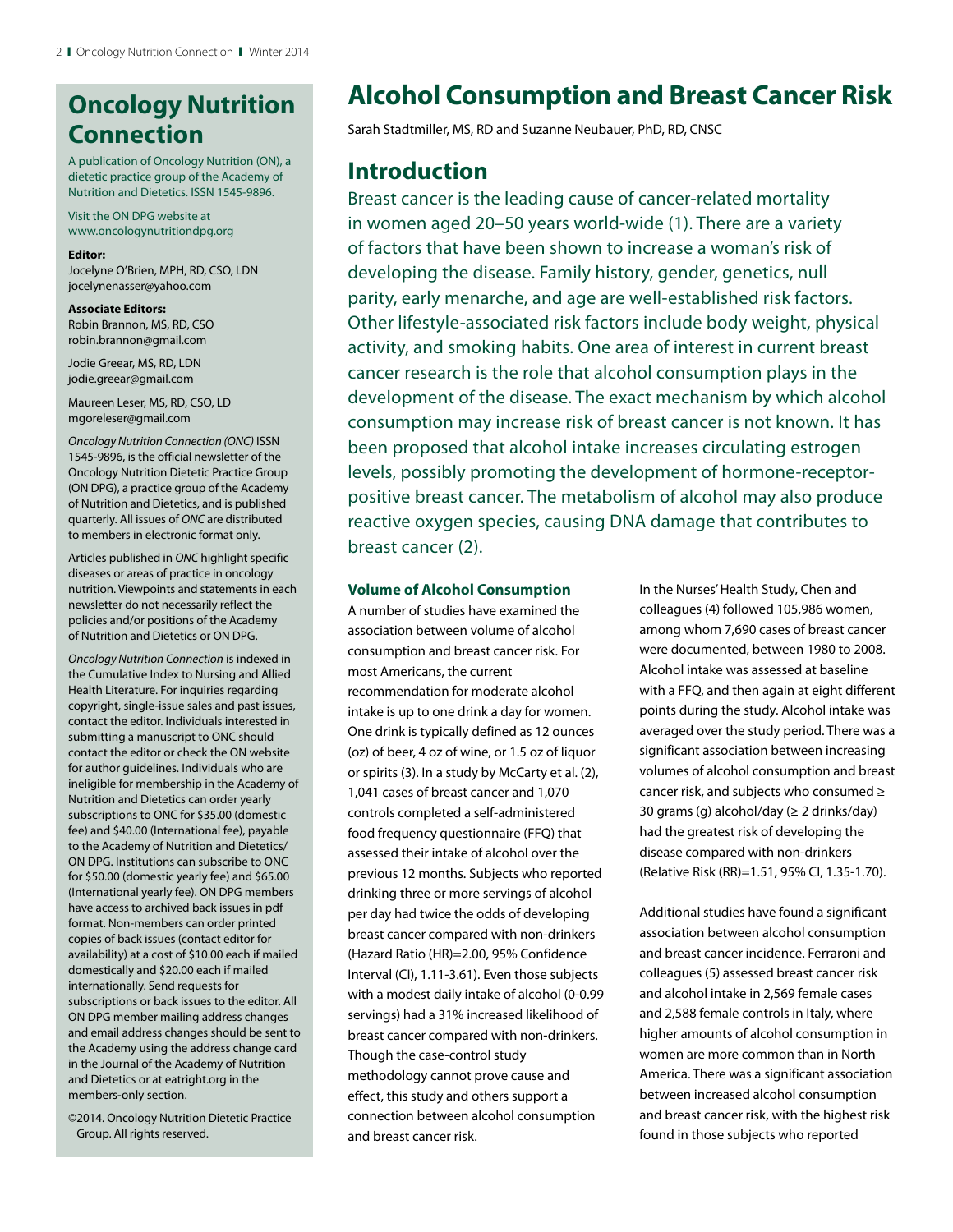## Oncology Nutrition Connection

A publication of Oncology Nutrition (ON), a dietetic practice group of the Academy of Nutrition and Dietetics. ISSN 1545-9896.

Visit the ON DPG website at www.oncologynutritiondpg.org

**Editor:**
Jocelyne O'Brien, MPH, RD, CSO, LDN
jocelynenasser@yahoo.com

**Associate Editors:**
Robin Brannon, MS, RD, CSO
robin.brannon@gmail.com

Jodie Greear, MS, RD, LDN
jodie.greear@gmail.com

Maureen Leser, MS, RD, CSO, LD
mgoreleser@gmail.com

*Oncology Nutrition Connection (ONC)* ISSN 1545-9896, is the official newsletter of the Oncology Nutrition Dietetic Practice Group (ON DPG), a practice group of the Academy of Nutrition and Dietetics, and is published quarterly. All issues of *ONC* are distributed to members in electronic format only.

Articles published in *ONC* highlight specific diseases or areas of practice in oncology nutrition. Viewpoints and statements in each newsletter do not necessarily reflect the policies and/or positions of the Academy of Nutrition and Dietetics or ON DPG.

*Oncology Nutrition Connection* is indexed in the Cumulative Index to Nursing and Allied Health Literature. For inquiries regarding copyright, single-issue sales and past issues, contact the editor. Individuals interested in submitting a manuscript to ONC should contact the editor or check the ON website for author guidelines. Individuals who are ineligible for membership in the Academy of Nutrition and Dietetics can order yearly subscriptions to ONC for $35.00 (domestic fee) and $40.00 (International fee), payable to the Academy of Nutrition and Dietetics/ ON DPG. Institutions can subscribe to ONC for $50.00 (domestic yearly fee) and $65.00 (International yearly fee). ON DPG members have access to archived back issues in pdf format. Non-members can order printed copies of back issues (contact editor for availability) at a cost of $10.00 each if mailed domestically and $20.00 each if mailed internationally. Send requests for subscriptions or back issues to the editor. All ON DPG member mailing address changes and email address changes should be sent to the Academy using the address change card in the Journal of the Academy of Nutrition and Dietetics or at eatright.org in the members-only section.

©2014. Oncology Nutrition Dietetic Practice Group. All rights reserved.

# Alcohol Consumption and Breast Cancer Risk

Sarah Stadtmiller, MS, RD and Suzanne Neubauer, PhD, RD, CNSC

## Introduction

Breast cancer is the leading cause of cancer-related mortality in women aged 20–50 years world-wide (1). There are a variety of factors that have been shown to increase a woman's risk of developing the disease. Family history, gender, genetics, null parity, early menarche, and age are well-established risk factors. Other lifestyle-associated risk factors include body weight, physical activity, and smoking habits. One area of interest in current breast cancer research is the role that alcohol consumption plays in the development of the disease. The exact mechanism by which alcohol consumption may increase risk of breast cancer is not known. It has been proposed that alcohol intake increases circulating estrogen levels, possibly promoting the development of hormone-receptor-positive breast cancer. The metabolism of alcohol may also produce reactive oxygen species, causing DNA damage that contributes to breast cancer (2).

### Volume of Alcohol Consumption

A number of studies have examined the association between volume of alcohol consumption and breast cancer risk. For most Americans, the current recommendation for moderate alcohol intake is up to one drink a day for women. One drink is typically defined as 12 ounces (oz) of beer, 4 oz of wine, or 1.5 oz of liquor or spirits (3). In a study by McCarty et al. (2), 1,041 cases of breast cancer and 1,070 controls completed a self-administered food frequency questionnaire (FFQ) that assessed their intake of alcohol over the previous 12 months. Subjects who reported drinking three or more servings of alcohol per day had twice the odds of developing breast cancer compared with non-drinkers (Hazard Ratio (HR)=2.00, 95% Confidence Interval (CI), 1.11-3.61). Even those subjects with a modest daily intake of alcohol (0-0.99 servings) had a 31% increased likelihood of breast cancer compared with non-drinkers. Though the case-control study methodology cannot prove cause and effect, this study and others support a connection between alcohol consumption and breast cancer risk.

In the Nurses' Health Study, Chen and colleagues (4) followed 105,986 women, among whom 7,690 cases of breast cancer were documented, between 1980 to 2008. Alcohol intake was assessed at baseline with a FFQ, and then again at eight different points during the study. Alcohol intake was averaged over the study period. There was a significant association between increasing volumes of alcohol consumption and breast cancer risk, and subjects who consumed ≥ 30 grams (g) alcohol/day (≥ 2 drinks/day) had the greatest risk of developing the disease compared with non-drinkers (Relative Risk (RR)=1.51, 95% CI, 1.35-1.70).

Additional studies have found a significant association between alcohol consumption and breast cancer incidence. Ferraroni and colleagues (5) assessed breast cancer risk and alcohol intake in 2,569 female cases and 2,588 female controls in Italy, where higher amounts of alcohol consumption in women are more common than in North America. There was a significant association between increased alcohol consumption and breast cancer risk, with the highest risk found in those subjects who reported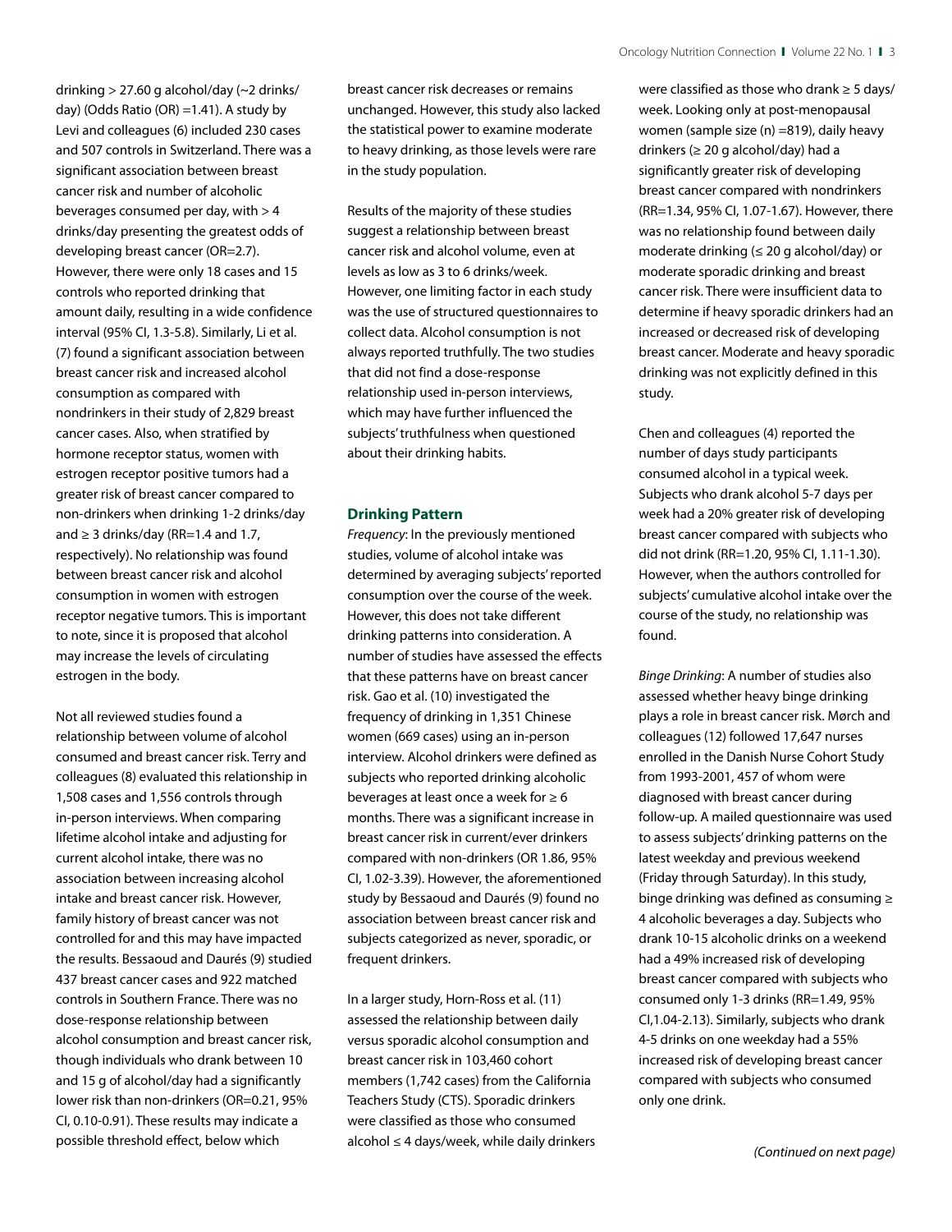drinking > 27.60 g alcohol/day (~2 drinks/day) (Odds Ratio (OR) =1.41). A study by Levi and colleagues (6) included 230 cases and 507 controls in Switzerland. There was a significant association between breast cancer risk and number of alcoholic beverages consumed per day, with > 4 drinks/day presenting the greatest odds of developing breast cancer (OR=2.7). However, there were only 18 cases and 15 controls who reported drinking that amount daily, resulting in a wide confidence interval (95% CI, 1.3-5.8). Similarly, Li et al. (7) found a significant association between breast cancer risk and increased alcohol consumption as compared with nondrinkers in their study of 2,829 breast cancer cases. Also, when stratified by hormone receptor status, women with estrogen receptor positive tumors had a greater risk of breast cancer compared to non-drinkers when drinking 1-2 drinks/day and ≥ 3 drinks/day (RR=1.4 and 1.7, respectively). No relationship was found between breast cancer risk and alcohol consumption in women with estrogen receptor negative tumors. This is important to note, since it is proposed that alcohol may increase the levels of circulating estrogen in the body.

Not all reviewed studies found a relationship between volume of alcohol consumed and breast cancer risk. Terry and colleagues (8) evaluated this relationship in 1,508 cases and 1,556 controls through in-person interviews. When comparing lifetime alcohol intake and adjusting for current alcohol intake, there was no association between increasing alcohol intake and breast cancer risk. However, family history of breast cancer was not controlled for and this may have impacted the results. Bessaoud and Daurés (9) studied 437 breast cancer cases and 922 matched controls in Southern France. There was no dose-response relationship between alcohol consumption and breast cancer risk, though individuals who drank between 10 and 15 g of alcohol/day had a significantly lower risk than non-drinkers (OR=0.21, 95% CI, 0.10-0.91). These results may indicate a possible threshold effect, below which breast cancer risk decreases or remains unchanged. However, this study also lacked the statistical power to examine moderate to heavy drinking, as those levels were rare in the study population.

Results of the majority of these studies suggest a relationship between breast cancer risk and alcohol volume, even at levels as low as 3 to 6 drinks/week. However, one limiting factor in each study was the use of structured questionnaires to collect data. Alcohol consumption is not always reported truthfully. The two studies that did not find a dose-response relationship used in-person interviews, which may have further influenced the subjects' truthfulness when questioned about their drinking habits.

### Drinking Pattern

*Frequency*: In the previously mentioned studies, volume of alcohol intake was determined by averaging subjects' reported consumption over the course of the week. However, this does not take different drinking patterns into consideration. A number of studies have assessed the effects that these patterns have on breast cancer risk. Gao et al. (10) investigated the frequency of drinking in 1,351 Chinese women (669 cases) using an in-person interview. Alcohol drinkers were defined as subjects who reported drinking alcoholic beverages at least once a week for ≥ 6 months. There was a significant increase in breast cancer risk in current/ever drinkers compared with non-drinkers (OR 1.86, 95% CI, 1.02-3.39). However, the aforementioned study by Bessaoud and Daurés (9) found no association between breast cancer risk and subjects categorized as never, sporadic, or frequent drinkers.

In a larger study, Horn-Ross et al. (11) assessed the relationship between daily versus sporadic alcohol consumption and breast cancer risk in 103,460 cohort members (1,742 cases) from the California Teachers Study (CTS). Sporadic drinkers were classified as those who consumed alcohol ≤ 4 days/week, while daily drinkers were classified as those who drank ≥ 5 days/week. Looking only at post-menopausal women (sample size (n) =819), daily heavy drinkers (≥ 20 g alcohol/day) had a significantly greater risk of developing breast cancer compared with nondrinkers (RR=1.34, 95% CI, 1.07-1.67). However, there was no relationship found between daily moderate drinking (≤ 20 g alcohol/day) or moderate sporadic drinking and breast cancer risk. There were insufficient data to determine if heavy sporadic drinkers had an increased or decreased risk of developing breast cancer. Moderate and heavy sporadic drinking was not explicitly defined in this study.

Chen and colleagues (4) reported the number of days study participants consumed alcohol in a typical week. Subjects who drank alcohol 5-7 days per week had a 20% greater risk of developing breast cancer compared with subjects who did not drink (RR=1.20, 95% CI, 1.11-1.30). However, when the authors controlled for subjects' cumulative alcohol intake over the course of the study, no relationship was found.

*Binge Drinking*: A number of studies also assessed whether heavy binge drinking plays a role in breast cancer risk. Mørch and colleagues (12) followed 17,647 nurses enrolled in the Danish Nurse Cohort Study from 1993-2001, 457 of whom were diagnosed with breast cancer during follow-up. A mailed questionnaire was used to assess subjects' drinking patterns on the latest weekday and previous weekend (Friday through Saturday). In this study, binge drinking was defined as consuming ≥ 4 alcoholic beverages a day. Subjects who drank 10-15 alcoholic drinks on a weekend had a 49% increased risk of developing breast cancer compared with subjects who consumed only 1-3 drinks (RR=1.49, 95% CI,1.04-2.13). Similarly, subjects who drank 4-5 drinks on one weekday had a 55% increased risk of developing breast cancer compared with subjects who consumed only one drink.

*(Continued on next page)*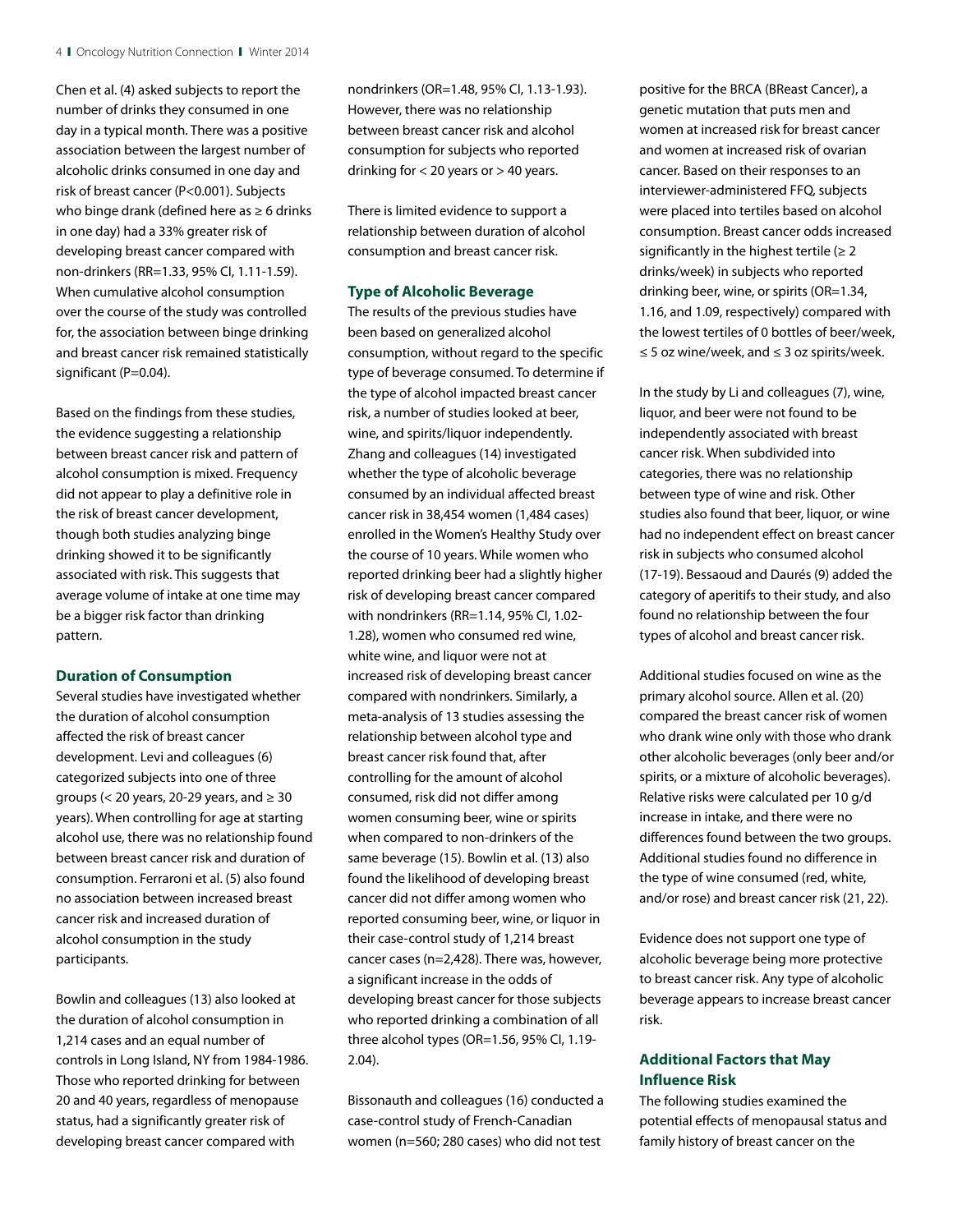Chen et al. (4) asked subjects to report the number of drinks they consumed in one day in a typical month. There was a positive association between the largest number of alcoholic drinks consumed in one day and risk of breast cancer (P<0.001). Subjects who binge drank (defined here as ≥ 6 drinks in one day) had a 33% greater risk of developing breast cancer compared with non-drinkers (RR=1.33, 95% CI, 1.11-1.59). When cumulative alcohol consumption over the course of the study was controlled for, the association between binge drinking and breast cancer risk remained statistically significant (P=0.04).

Based on the findings from these studies, the evidence suggesting a relationship between breast cancer risk and pattern of alcohol consumption is mixed. Frequency did not appear to play a definitive role in the risk of breast cancer development, though both studies analyzing binge drinking showed it to be significantly associated with risk. This suggests that average volume of intake at one time may be a bigger risk factor than drinking pattern.

## Duration of Consumption

Several studies have investigated whether the duration of alcohol consumption affected the risk of breast cancer development. Levi and colleagues (6) categorized subjects into one of three groups (< 20 years, 20-29 years, and ≥ 30 years). When controlling for age at starting alcohol use, there was no relationship found between breast cancer risk and duration of consumption. Ferraroni et al. (5) also found no association between increased breast cancer risk and increased duration of alcohol consumption in the study participants.

Bowlin and colleagues (13) also looked at the duration of alcohol consumption in 1,214 cases and an equal number of controls in Long Island, NY from 1984-1986. Those who reported drinking for between 20 and 40 years, regardless of menopause status, had a significantly greater risk of developing breast cancer compared with nondrinkers (OR=1.48, 95% CI, 1.13-1.93). However, there was no relationship between breast cancer risk and alcohol consumption for subjects who reported drinking for < 20 years or > 40 years.

There is limited evidence to support a relationship between duration of alcohol consumption and breast cancer risk.

## Type of Alcoholic Beverage

The results of the previous studies have been based on generalized alcohol consumption, without regard to the specific type of beverage consumed. To determine if the type of alcohol impacted breast cancer risk, a number of studies looked at beer, wine, and spirits/liquor independently. Zhang and colleagues (14) investigated whether the type of alcoholic beverage consumed by an individual affected breast cancer risk in 38,454 women (1,484 cases) enrolled in the Women's Healthy Study over the course of 10 years. While women who reported drinking beer had a slightly higher risk of developing breast cancer compared with nondrinkers (RR=1.14, 95% CI, 1.02-1.28), women who consumed red wine, white wine, and liquor were not at increased risk of developing breast cancer compared with nondrinkers. Similarly, a meta-analysis of 13 studies assessing the relationship between alcohol type and breast cancer risk found that, after controlling for the amount of alcohol consumed, risk did not differ among women consuming beer, wine or spirits when compared to non-drinkers of the same beverage (15). Bowlin et al. (13) also found the likelihood of developing breast cancer did not differ among women who reported consuming beer, wine, or liquor in their case-control study of 1,214 breast cancer cases (n=2,428). There was, however, a significant increase in the odds of developing breast cancer for those subjects who reported drinking a combination of all three alcohol types (OR=1.56, 95% CI, 1.19-2.04).

Bissonauth and colleagues (16) conducted a case-control study of French-Canadian women (n=560; 280 cases) who did not test positive for the BRCA (BReast Cancer), a genetic mutation that puts men and women at increased risk for breast cancer and women at increased risk of ovarian cancer. Based on their responses to an interviewer-administered FFQ, subjects were placed into tertiles based on alcohol consumption. Breast cancer odds increased significantly in the highest tertile (≥ 2 drinks/week) in subjects who reported drinking beer, wine, or spirits (OR=1.34, 1.16, and 1.09, respectively) compared with the lowest tertiles of 0 bottles of beer/week, ≤ 5 oz wine/week, and ≤ 3 oz spirits/week.

In the study by Li and colleagues (7), wine, liquor, and beer were not found to be independently associated with breast cancer risk. When subdivided into categories, there was no relationship between type of wine and risk. Other studies also found that beer, liquor, or wine had no independent effect on breast cancer risk in subjects who consumed alcohol (17-19). Bessaoud and Daurés (9) added the category of aperitifs to their study, and also found no relationship between the four types of alcohol and breast cancer risk.

Additional studies focused on wine as the primary alcohol source. Allen et al. (20) compared the breast cancer risk of women who drank wine only with those who drank other alcoholic beverages (only beer and/or spirits, or a mixture of alcoholic beverages). Relative risks were calculated per 10 g/d increase in intake, and there were no differences found between the two groups. Additional studies found no difference in the type of wine consumed (red, white, and/or rose) and breast cancer risk (21, 22).

Evidence does not support one type of alcoholic beverage being more protective to breast cancer risk. Any type of alcoholic beverage appears to increase breast cancer risk.

## Additional Factors that May Influence Risk

The following studies examined the potential effects of menopausal status and family history of breast cancer on the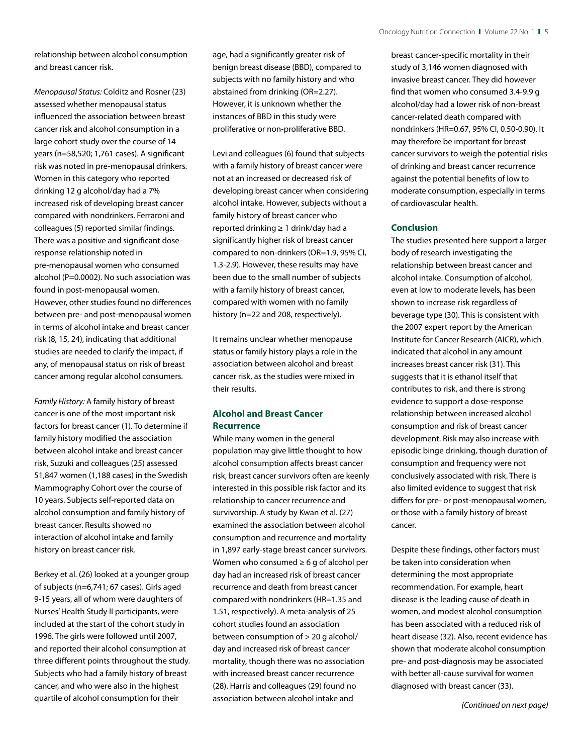relationship between alcohol consumption and breast cancer risk.

*Menopausal Status:* Colditz and Rosner (23) assessed whether menopausal status influenced the association between breast cancer risk and alcohol consumption in a large cohort study over the course of 14 years (n=58,520; 1,761 cases). A significant risk was noted in pre-menopausal drinkers. Women in this category who reported drinking 12 g alcohol/day had a 7% increased risk of developing breast cancer compared with nondrinkers. Ferraroni and colleagues (5) reported similar findings. There was a positive and significant dose-response relationship noted in pre-menopausal women who consumed alcohol (P=0.0002). No such association was found in post-menopausal women. However, other studies found no differences between pre- and post-menopausal women in terms of alcohol intake and breast cancer risk (8, 15, 24), indicating that additional studies are needed to clarify the impact, if any, of menopausal status on risk of breast cancer among regular alcohol consumers.

*Family History:* A family history of breast cancer is one of the most important risk factors for breast cancer (1). To determine if family history modified the association between alcohol intake and breast cancer risk, Suzuki and colleagues (25) assessed 51,847 women (1,188 cases) in the Swedish Mammography Cohort over the course of 10 years. Subjects self-reported data on alcohol consumption and family history of breast cancer. Results showed no interaction of alcohol intake and family history on breast cancer risk.

Berkey et al. (26) looked at a younger group of subjects (n=6,741; 67 cases). Girls aged 9-15 years, all of whom were daughters of Nurses' Health Study II participants, were included at the start of the cohort study in 1996. The girls were followed until 2007, and reported their alcohol consumption at three different points throughout the study. Subjects who had a family history of breast cancer, and who were also in the highest quartile of alcohol consumption for their age, had a significantly greater risk of benign breast disease (BBD), compared to subjects with no family history and who abstained from drinking (OR=2.27). However, it is unknown whether the instances of BBD in this study were proliferative or non-proliferative BBD.

Levi and colleagues (6) found that subjects with a family history of breast cancer were not at an increased or decreased risk of developing breast cancer when considering alcohol intake. However, subjects without a family history of breast cancer who reported drinking ≥ 1 drink/day had a significantly higher risk of breast cancer compared to non-drinkers (OR=1.9, 95% CI, 1.3-2.9). However, these results may have been due to the small number of subjects with a family history of breast cancer, compared with women with no family history (n=22 and 208, respectively).

It remains unclear whether menopause status or family history plays a role in the association between alcohol and breast cancer risk, as the studies were mixed in their results.

## Alcohol and Breast Cancer Recurrence

While many women in the general population may give little thought to how alcohol consumption affects breast cancer risk, breast cancer survivors often are keenly interested in this possible risk factor and its relationship to cancer recurrence and survivorship. A study by Kwan et al. (27) examined the association between alcohol consumption and recurrence and mortality in 1,897 early-stage breast cancer survivors. Women who consumed ≥ 6 g of alcohol per day had an increased risk of breast cancer recurrence and death from breast cancer compared with nondrinkers (HR=1.35 and 1.51, respectively). A meta-analysis of 25 cohort studies found an association between consumption of > 20 g alcohol/day and increased risk of breast cancer mortality, though there was no association with increased breast cancer recurrence (28). Harris and colleagues (29) found no association between alcohol intake and breast cancer-specific mortality in their study of 3,146 women diagnosed with invasive breast cancer. They did however find that women who consumed 3.4-9.9 g alcohol/day had a lower risk of non-breast cancer-related death compared with nondrinkers (HR=0.67, 95% CI, 0.50-0.90). It may therefore be important for breast cancer survivors to weigh the potential risks of drinking and breast cancer recurrence against the potential benefits of low to moderate consumption, especially in terms of cardiovascular health.

## Conclusion

The studies presented here support a larger body of research investigating the relationship between breast cancer and alcohol intake. Consumption of alcohol, even at low to moderate levels, has been shown to increase risk regardless of beverage type (30). This is consistent with the 2007 expert report by the American Institute for Cancer Research (AICR), which indicated that alcohol in any amount increases breast cancer risk (31). This suggests that it is ethanol itself that contributes to risk, and there is strong evidence to support a dose-response relationship between increased alcohol consumption and risk of breast cancer development. Risk may also increase with episodic binge drinking, though duration of consumption and frequency were not conclusively associated with risk. There is also limited evidence to suggest that risk differs for pre- or post-menopausal women, or those with a family history of breast cancer.

Despite these findings, other factors must be taken into consideration when determining the most appropriate recommendation. For example, heart disease is the leading cause of death in women, and modest alcohol consumption has been associated with a reduced risk of heart disease (32). Also, recent evidence has shown that moderate alcohol consumption pre- and post-diagnosis may be associated with better all-cause survival for women diagnosed with breast cancer (33).

*(Continued on next page)*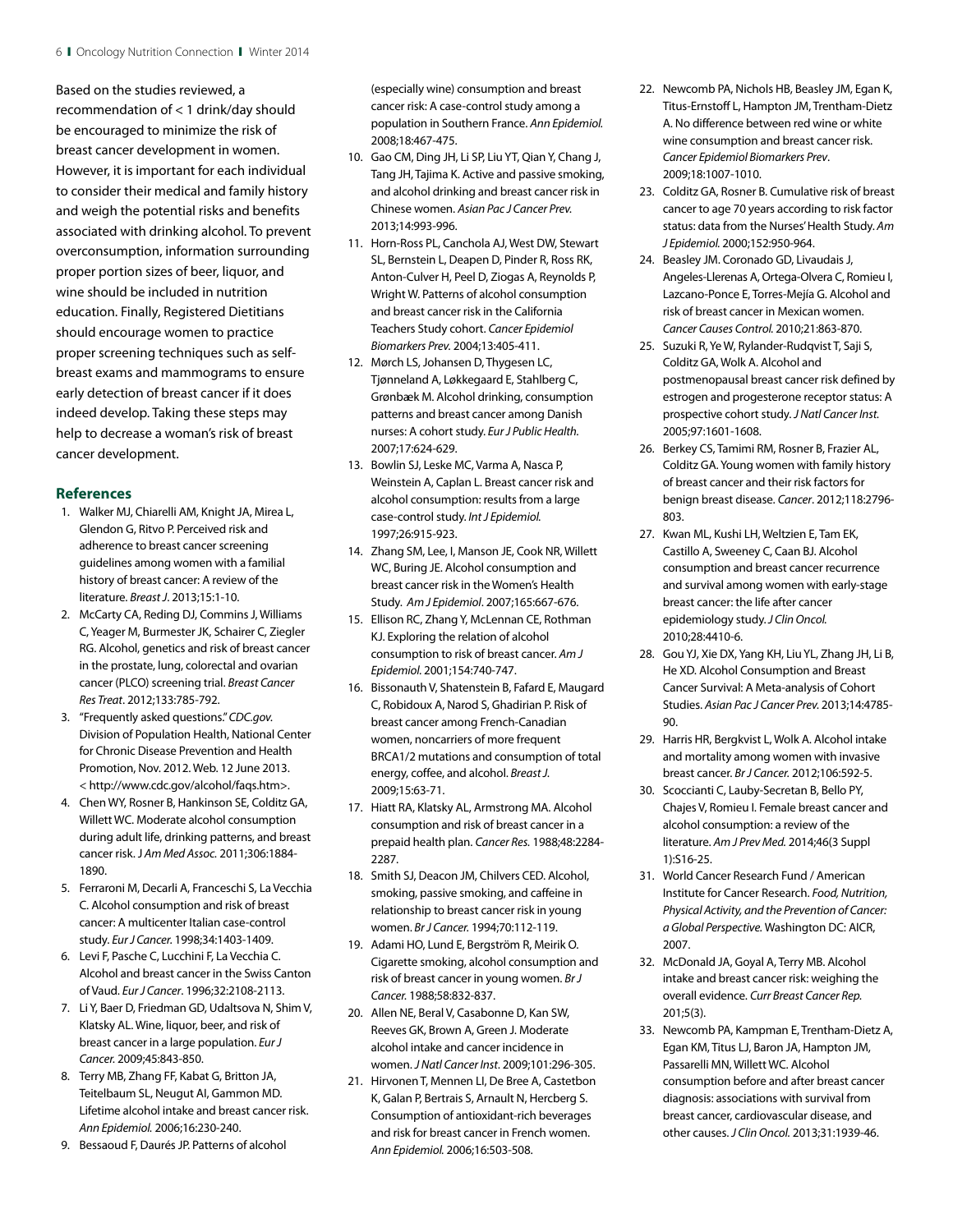Based on the studies reviewed, a recommendation of < 1 drink/day should be encouraged to minimize the risk of breast cancer development in women. However, it is important for each individual to consider their medical and family history and weigh the potential risks and benefits associated with drinking alcohol. To prevent overconsumption, information surrounding proper portion sizes of beer, liquor, and wine should be included in nutrition education. Finally, Registered Dietitians should encourage women to practice proper screening techniques such as self-breast exams and mammograms to ensure early detection of breast cancer if it does indeed develop. Taking these steps may help to decrease a woman's risk of breast cancer development.

## References

1. Walker MJ, Chiarelli AM, Knight JA, Mirea L, Glendon G, Ritvo P. Perceived risk and adherence to breast cancer screening guidelines among women with a familial history of breast cancer: A review of the literature. *Breast J*. 2013;15:1-10.
2. McCarty CA, Reding DJ, Commins J, Williams C, Yeager M, Burmester JK, Schairer C, Ziegler RG. Alcohol, genetics and risk of breast cancer in the prostate, lung, colorectal and ovarian cancer (PLCO) screening trial. *Breast Cancer Res Treat*. 2012;133:785-792.
3. "Frequently asked questions." *CDC.gov.* Division of Population Health, National Center for Chronic Disease Prevention and Health Promotion, Nov. 2012. Web. 12 June 2013. < http://www.cdc.gov/alcohol/faqs.htm>.
4. Chen WY, Rosner B, Hankinson SE, Colditz GA, Willett WC. Moderate alcohol consumption during adult life, drinking patterns, and breast cancer risk. *J Am Med Assoc.* 2011;306:1884-1890.
5. Ferraroni M, Decarli A, Franceschi S, La Vecchia C. Alcohol consumption and risk of breast cancer: A multicenter Italian case-control study. *Eur J Cancer.* 1998;34:1403-1409.
6. Levi F, Pasche C, Lucchini F, La Vecchia C. Alcohol and breast cancer in the Swiss Canton of Vaud. *Eur J Cancer*. 1996;32:2108-2113.
7. Li Y, Baer D, Friedman GD, Udaltsova N, Shim V, Klatsky AL. Wine, liquor, beer, and risk of breast cancer in a large population. *Eur J Cancer.* 2009;45:843-850.
8. Terry MB, Zhang FF, Kabat G, Britton JA, Teitelbaum SL, Neugut AI, Gammon MD. Lifetime alcohol intake and breast cancer risk. *Ann Epidemiol.* 2006;16:230-240.
9. Bessaoud F, Daurés JP. Patterns of alcohol (especially wine) consumption and breast cancer risk: A case-control study among a population in Southern France. *Ann Epidemiol.* 2008;18:467-475.
10. Gao CM, Ding JH, Li SP, Liu YT, Qian Y, Chang J, Tang JH, Tajima K. Active and passive smoking, and alcohol drinking and breast cancer risk in Chinese women. *Asian Pac J Cancer Prev.* 2013;14:993-996.
11. Horn-Ross PL, Canchola AJ, West DW, Stewart SL, Bernstein L, Deapen D, Pinder R, Ross RK, Anton-Culver H, Peel D, Ziogas A, Reynolds P, Wright W. Patterns of alcohol consumption and breast cancer risk in the California Teachers Study cohort. *Cancer Epidemiol Biomarkers Prev.* 2004;13:405-411.
12. Mørch LS, Johansen D, Thygesen LC, Tjønneland A, Løkkegaard E, Stahlberg C, Grønbæk M. Alcohol drinking, consumption patterns and breast cancer among Danish nurses: A cohort study. *Eur J Public Health.* 2007;17:624-629.
13. Bowlin SJ, Leske MC, Varma A, Nasca P, Weinstein A, Caplan L. Breast cancer risk and alcohol consumption: results from a large case-control study. *Int J Epidemiol.* 1997;26:915-923.
14. Zhang SM, Lee, I, Manson JE, Cook NR, Willett WC, Buring JE. Alcohol consumption and breast cancer risk in the Women's Health Study. *Am J Epidemiol*. 2007;165:667-676.
15. Ellison RC, Zhang Y, McLennan CE, Rothman KJ. Exploring the relation of alcohol consumption to risk of breast cancer. *Am J Epidemiol.* 2001;154:740-747.
16. Bissonauth V, Shatenstein B, Fafard E, Maugard C, Robidoux A, Narod S, Ghadirian P. Risk of breast cancer among French-Canadian women, noncarriers of more frequent BRCA1/2 mutations and consumption of total energy, coffee, and alcohol. *Breast J*. 2009;15:63-71.
17. Hiatt RA, Klatsky AL, Armstrong MA. Alcohol consumption and risk of breast cancer in a prepaid health plan. *Cancer Res.* 1988;48:2284-2287.
18. Smith SJ, Deacon JM, Chilvers CED. Alcohol, smoking, passive smoking, and caffeine in relationship to breast cancer risk in young women. *Br J Cancer.* 1994;70:112-119.
19. Adami HO, Lund E, Bergström R, Meirik O. Cigarette smoking, alcohol consumption and risk of breast cancer in young women. *Br J Cancer.* 1988;58:832-837.
20. Allen NE, Beral V, Casabonne D, Kan SW, Reeves GK, Brown A, Green J. Moderate alcohol intake and cancer incidence in women. *J Natl Cancer Inst*. 2009;101:296-305.
21. Hirvonen T, Mennen LI, De Bree A, Castetbon K, Galan P, Bertrais S, Arnault N, Hercberg S. Consumption of antioxidant-rich beverages and risk for breast cancer in French women. *Ann Epidemiol.* 2006;16:503-508.
22. Newcomb PA, Nichols HB, Beasley JM, Egan K, Titus-Ernstoff L, Hampton JM, Trentham-Dietz A. No difference between red wine or white wine consumption and breast cancer risk. *Cancer Epidemiol Biomarkers Prev*. 2009;18:1007-1010.
23. Colditz GA, Rosner B. Cumulative risk of breast cancer to age 70 years according to risk factor status: data from the Nurses' Health Study. *Am J Epidemiol.* 2000;152:950-964.
24. Beasley JM. Coronado GD, Livaudais J, Angeles-Llerenas A, Ortega-Olvera C, Romieu I, Lazcano-Ponce E, Torres-Mejía G. Alcohol and risk of breast cancer in Mexican women. *Cancer Causes Control.* 2010;21:863-870.
25. Suzuki R, Ye W, Rylander-Rudqvist T, Saji S, Colditz GA, Wolk A. Alcohol and postmenopausal breast cancer risk defined by estrogen and progesterone receptor status: A prospective cohort study. *J Natl Cancer Inst.* 2005;97:1601-1608.
26. Berkey CS, Tamimi RM, Rosner B, Frazier AL, Colditz GA. Young women with family history of breast cancer and their risk factors for benign breast disease. *Cancer*. 2012;118:2796-803.
27. Kwan ML, Kushi LH, Weltzien E, Tam EK, Castillo A, Sweeney C, Caan BJ. Alcohol consumption and breast cancer recurrence and survival among women with early-stage breast cancer: the life after cancer epidemiology study. *J Clin Oncol.* 2010;28:4410-6.
28. Gou YJ, Xie DX, Yang KH, Liu YL, Zhang JH, Li B, He XD. Alcohol Consumption and Breast Cancer Survival: A Meta-analysis of Cohort Studies. *Asian Pac J Cancer Prev.* 2013;14:4785-90.
29. Harris HR, Bergkvist L, Wolk A. Alcohol intake and mortality among women with invasive breast cancer. *Br J Cancer.* 2012;106:592-5.
30. Scoccianti C, Lauby-Secretan B, Bello PY, Chajes V, Romieu I. Female breast cancer and alcohol consumption: a review of the literature. *Am J Prev Med.* 2014;46(3 Suppl 1):S16-25.
31. World Cancer Research Fund / American Institute for Cancer Research. *Food, Nutrition, Physical Activity, and the Prevention of Cancer: a Global Perspective.* Washington DC: AICR, 2007.
32. McDonald JA, Goyal A, Terry MB. Alcohol intake and breast cancer risk: weighing the overall evidence. *Curr Breast Cancer Rep.* 201;5(3).
33. Newcomb PA, Kampman E, Trentham-Dietz A, Egan KM, Titus LJ, Baron JA, Hampton JM, Passarelli MN, Willett WC. Alcohol consumption before and after breast cancer diagnosis: associations with survival from breast cancer, cardiovascular disease, and other causes. *J Clin Oncol.* 2013;31:1939-46.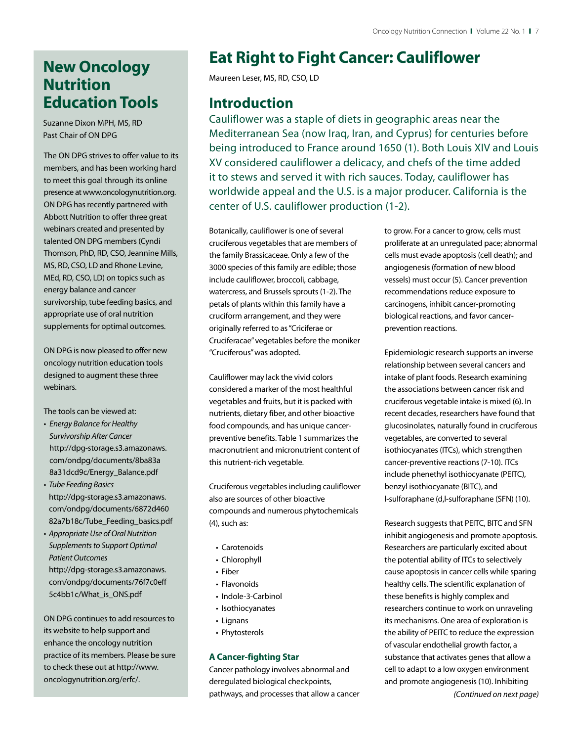## New Oncology Nutrition Education Tools

Suzanne Dixon MPH, MS, RD
Past Chair of ON DPG

The ON DPG strives to offer value to its members, and has been working hard to meet this goal through its online presence at www.oncologynutrition.org. ON DPG has recently partnered with Abbott Nutrition to offer three great webinars created and presented by talented ON DPG members (Cyndi Thomson, PhD, RD, CSO, Jeannine Mills, MS, RD, CSO, LD and Rhone Levine, MEd, RD, CSO, LD) on topics such as energy balance and cancer survivorship, tube feeding basics, and appropriate use of oral nutrition supplements for optimal outcomes.

ON DPG is now pleased to offer new oncology nutrition education tools designed to augment these three webinars.

The tools can be viewed at:

- *Energy Balance for Healthy Survivorship After Cancer* http://dpg-storage.s3.amazonaws.com/ondpg/documents/8ba83a8a31dcd9c/Energy_Balance.pdf
- *Tube Feeding Basics* http://dpg-storage.s3.amazonaws.com/ondpg/documents/6872d46082a7b18c/Tube_Feeding_basics.pdf
- *Appropriate Use of Oral Nutrition Supplements to Support Optimal Patient Outcomes* http://dpg-storage.s3.amazonaws.com/ondpg/documents/76f7c0eff5c4bb1c/What_is_ONS.pdf

ON DPG continues to add resources to its website to help support and enhance the oncology nutrition practice of its members. Please be sure to check these out at http://www.oncologynutrition.org/erfc/.

# Eat Right to Fight Cancer: Cauliflower

Maureen Leser, MS, RD, CSO, LD

## Introduction

Cauliflower was a staple of diets in geographic areas near the Mediterranean Sea (now Iraq, Iran, and Cyprus) for centuries before being introduced to France around 1650 (1). Both Louis XIV and Louis XV considered cauliflower a delicacy, and chefs of the time added it to stews and served it with rich sauces. Today, cauliflower has worldwide appeal and the U.S. is a major producer. California is the center of U.S. cauliflower production (1-2).

Botanically, cauliflower is one of several cruciferous vegetables that are members of the family Brassicaceae. Only a few of the 3000 species of this family are edible; those include cauliflower, broccoli, cabbage, watercress, and Brussels sprouts (1-2). The petals of plants within this family have a cruciform arrangement, and they were originally referred to as "Criciferae or Cruciferacae" vegetables before the moniker "Cruciferous" was adopted.

Cauliflower may lack the vivid colors considered a marker of the most healthful vegetables and fruits, but it is packed with nutrients, dietary fiber, and other bioactive food compounds, and has unique cancer-preventive benefits. Table 1 summarizes the macronutrient and micronutrient content of this nutrient-rich vegetable.

Cruciferous vegetables including cauliflower also are sources of other bioactive compounds and numerous phytochemicals (4), such as:

- Carotenoids
- Chlorophyll
- Fiber
- Flavonoids
- Indole-3-Carbinol
- Isothiocyanates
- Lignans
- Phytosterols

### A Cancer-fighting Star

Cancer pathology involves abnormal and deregulated biological checkpoints, pathways, and processes that allow a cancer to grow. For a cancer to grow, cells must proliferate at an unregulated pace; abnormal cells must evade apoptosis (cell death); and angiogenesis (formation of new blood vessels) must occur (5). Cancer prevention recommendations reduce exposure to carcinogens, inhibit cancer-promoting biological reactions, and favor cancer-prevention reactions.

Epidemiologic research supports an inverse relationship between several cancers and intake of plant foods. Research examining the associations between cancer risk and cruciferous vegetable intake is mixed (6). In recent decades, researchers have found that glucosinolates, naturally found in cruciferous vegetables, are converted to several isothiocyanates (ITCs), which strengthen cancer-preventive reactions (7-10). ITCs include phenethyl isothiocyanate (PEITC), benzyl isothiocyanate (BITC), and l-sulforaphane (d,l-sulforaphane (SFN) (10).

Research suggests that PEITC, BITC and SFN inhibit angiogenesis and promote apoptosis. Researchers are particularly excited about the potential ability of ITCs to selectively cause apoptosis in cancer cells while sparing healthy cells. The scientific explanation of these benefits is highly complex and researchers continue to work on unraveling its mechanisms. One area of exploration is the ability of PEITC to reduce the expression of vascular endothelial growth factor, a substance that activates genes that allow a cell to adapt to a low oxygen environment and promote angiogenesis (10). Inhibiting

*(Continued on next page)*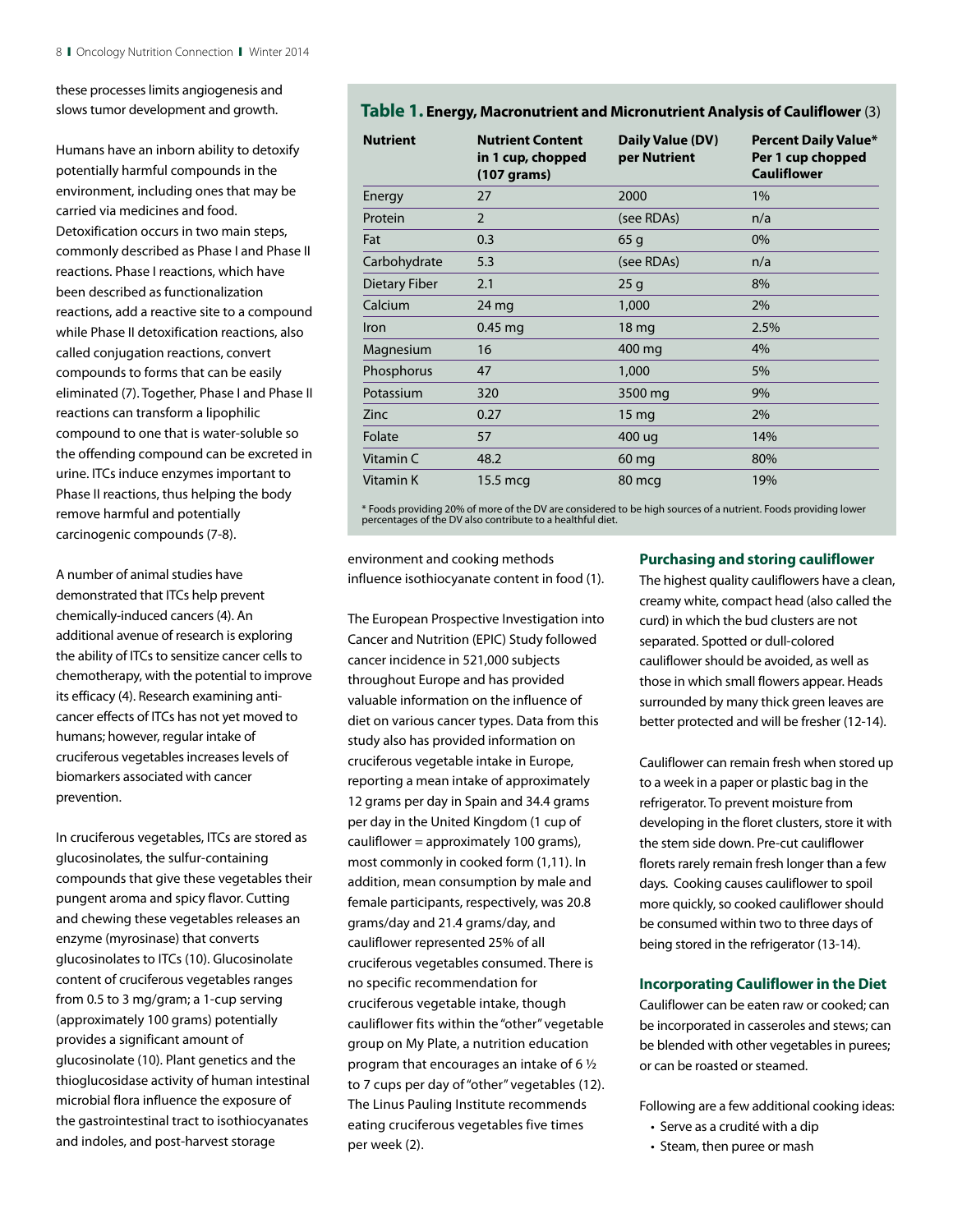these processes limits angiogenesis and slows tumor development and growth.

Humans have an inborn ability to detoxify potentially harmful compounds in the environment, including ones that may be carried via medicines and food. Detoxification occurs in two main steps, commonly described as Phase I and Phase II reactions. Phase I reactions, which have been described as functionalization reactions, add a reactive site to a compound while Phase II detoxification reactions, also called conjugation reactions, convert compounds to forms that can be easily eliminated (7). Together, Phase I and Phase II reactions can transform a lipophilic compound to one that is water-soluble so the offending compound can be excreted in urine. ITCs induce enzymes important to Phase II reactions, thus helping the body remove harmful and potentially carcinogenic compounds (7-8).

A number of animal studies have demonstrated that ITCs help prevent chemically-induced cancers (4). An additional avenue of research is exploring the ability of ITCs to sensitize cancer cells to chemotherapy, with the potential to improve its efficacy (4). Research examining anti-cancer effects of ITCs has not yet moved to humans; however, regular intake of cruciferous vegetables increases levels of biomarkers associated with cancer prevention.

In cruciferous vegetables, ITCs are stored as glucosinolates, the sulfur-containing compounds that give these vegetables their pungent aroma and spicy flavor. Cutting and chewing these vegetables releases an enzyme (myrosinase) that converts glucosinolates to ITCs (10). Glucosinolate content of cruciferous vegetables ranges from 0.5 to 3 mg/gram; a 1-cup serving (approximately 100 grams) potentially provides a significant amount of glucosinolate (10). Plant genetics and the thioglucosidase activity of human intestinal microbial flora influence the exposure of the gastrointestinal tract to isothiocyanates and indoles, and post-harvest storage environment and cooking methods influence isothiocyanate content in food (1).

**Table 1. Energy, Macronutrient and Micronutrient Analysis of Cauliflower** (3)

| Nutrient | Nutrient Content in 1 cup, chopped (107 grams) | Daily Value (DV) per Nutrient | Percent Daily Value* Per 1 cup chopped Cauliflower |
|---|---|---|---|
| Energy | 27 | 2000 | 1% |
| Protein | 2 | (see RDAs) | n/a |
| Fat | 0.3 | 65 g | 0% |
| Carbohydrate | 5.3 | (see RDAs) | n/a |
| Dietary Fiber | 2.1 | 25 g | 8% |
| Calcium | 24 mg | 1,000 | 2% |
| Iron | 0.45 mg | 18 mg | 2.5% |
| Magnesium | 16 | 400 mg | 4% |
| Phosphorus | 47 | 1,000 | 5% |
| Potassium | 320 | 3500 mg | 9% |
| Zinc | 0.27 | 15 mg | 2% |
| Folate | 57 | 400 ug | 14% |
| Vitamin C | 48.2 | 60 mg | 80% |
| Vitamin K | 15.5 mcg | 80 mcg | 19% |

* Foods providing 20% of more of the DV are considered to be high sources of a nutrient. Foods providing lower percentages of the DV also contribute to a healthful diet.

The European Prospective Investigation into Cancer and Nutrition (EPIC) Study followed cancer incidence in 521,000 subjects throughout Europe and has provided valuable information on the influence of diet on various cancer types. Data from this study also has provided information on cruciferous vegetable intake in Europe, reporting a mean intake of approximately 12 grams per day in Spain and 34.4 grams per day in the United Kingdom (1 cup of cauliflower = approximately 100 grams), most commonly in cooked form (1,11). In addition, mean consumption by male and female participants, respectively, was 20.8 grams/day and 21.4 grams/day, and cauliflower represented 25% of all cruciferous vegetables consumed. There is no specific recommendation for cruciferous vegetable intake, though cauliflower fits within the "other" vegetable group on My Plate, a nutrition education program that encourages an intake of 6 ½ to 7 cups per day of "other" vegetables (12). The Linus Pauling Institute recommends eating cruciferous vegetables five times per week (2).

### Purchasing and storing cauliflower

The highest quality cauliflowers have a clean, creamy white, compact head (also called the curd) in which the bud clusters are not separated. Spotted or dull-colored cauliflower should be avoided, as well as those in which small flowers appear. Heads surrounded by many thick green leaves are better protected and will be fresher (12-14).

Cauliflower can remain fresh when stored up to a week in a paper or plastic bag in the refrigerator. To prevent moisture from developing in the floret clusters, store it with the stem side down. Pre-cut cauliflower florets rarely remain fresh longer than a few days. Cooking causes cauliflower to spoil more quickly, so cooked cauliflower should be consumed within two to three days of being stored in the refrigerator (13-14).

### Incorporating Cauliflower in the Diet

Cauliflower can be eaten raw or cooked; can be incorporated in casseroles and stews; can be blended with other vegetables in purees; or can be roasted or steamed.

Following are a few additional cooking ideas:

- Serve as a crudité with a dip
- Steam, then puree or mash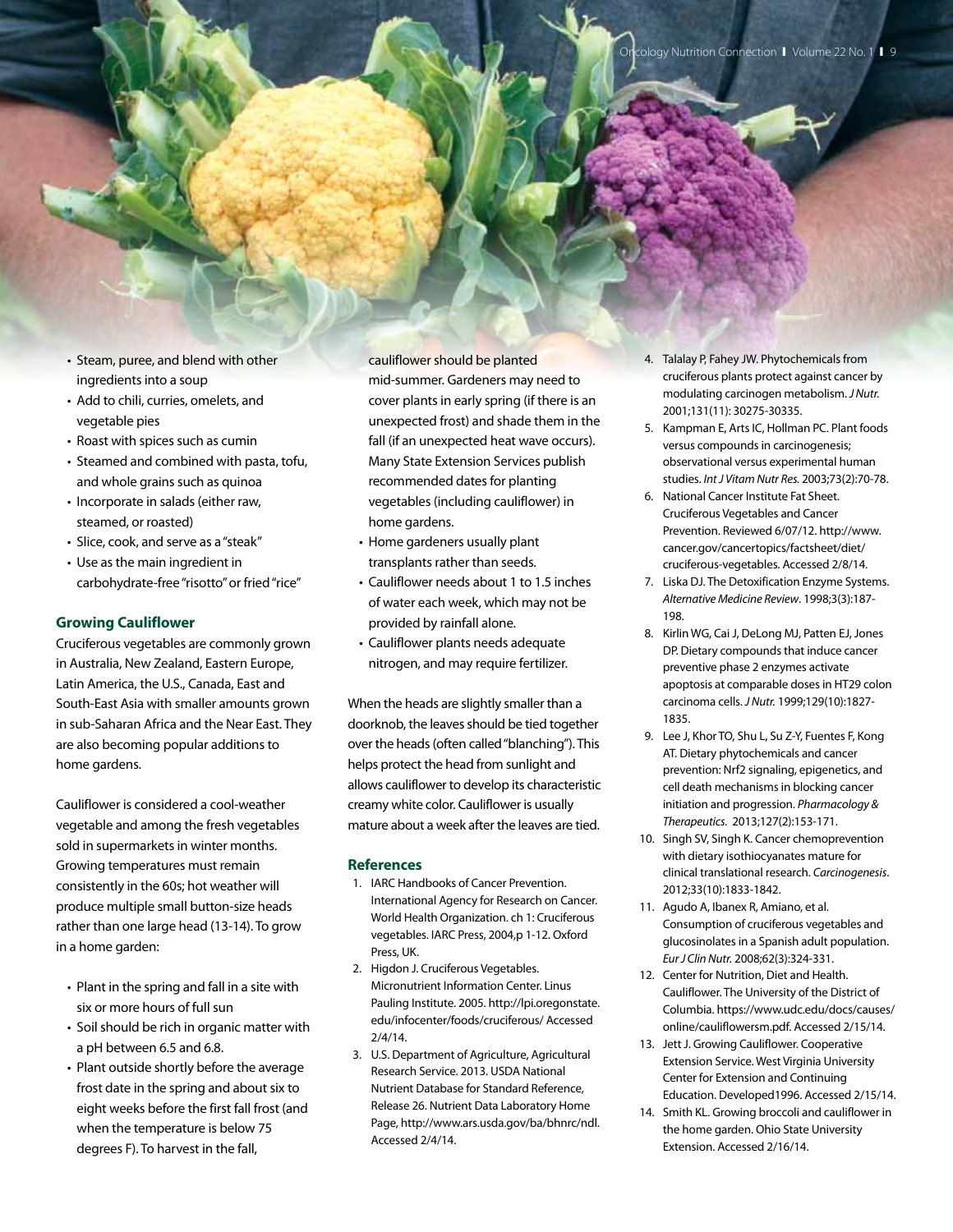- Steam, puree, and blend with other ingredients into a soup
- Add to chili, curries, omelets, and vegetable pies
- Roast with spices such as cumin
- Steamed and combined with pasta, tofu, and whole grains such as quinoa
- Incorporate in salads (either raw, steamed, or roasted)
- Slice, cook, and serve as a "steak"
- Use as the main ingredient in carbohydrate-free "risotto" or fried "rice"

## Growing Cauliflower

Cruciferous vegetables are commonly grown in Australia, New Zealand, Eastern Europe, Latin America, the U.S., Canada, East and South-East Asia with smaller amounts grown in sub-Saharan Africa and the Near East. They are also becoming popular additions to home gardens.

Cauliflower is considered a cool-weather vegetable and among the fresh vegetables sold in supermarkets in winter months. Growing temperatures must remain consistently in the 60s; hot weather will produce multiple small button-size heads rather than one large head (13-14). To grow in a home garden:

- Plant in the spring and fall in a site with six or more hours of full sun
- Soil should be rich in organic matter with a pH between 6.5 and 6.8.
- Plant outside shortly before the average frost date in the spring and about six to eight weeks before the first fall frost (and when the temperature is below 75 degrees F). To harvest in the fall, cauliflower should be planted mid-summer. Gardeners may need to cover plants in early spring (if there is an unexpected frost) and shade them in the fall (if an unexpected heat wave occurs). Many State Extension Services publish recommended dates for planting vegetables (including cauliflower) in home gardens.
- Home gardeners usually plant transplants rather than seeds.
- Cauliflower needs about 1 to 1.5 inches of water each week, which may not be provided by rainfall alone.
- Cauliflower plants needs adequate nitrogen, and may require fertilizer.

When the heads are slightly smaller than a doorknob, the leaves should be tied together over the heads (often called "blanching"). This helps protect the head from sunlight and allows cauliflower to develop its characteristic creamy white color. Cauliflower is usually mature about a week after the leaves are tied.

## References

1. IARC Handbooks of Cancer Prevention. International Agency for Research on Cancer. World Health Organization. ch 1: Cruciferous vegetables. IARC Press, 2004,p 1-12. Oxford Press, UK.
2. Higdon J. Cruciferous Vegetables. Micronutrient Information Center. Linus Pauling Institute. 2005. http://lpi.oregonstate.edu/infocenter/foods/cruciferous/ Accessed 2/4/14.
3. U.S. Department of Agriculture, Agricultural Research Service. 2013. USDA National Nutrient Database for Standard Reference, Release 26. Nutrient Data Laboratory Home Page, http://www.ars.usda.gov/ba/bhnrc/ndl. Accessed 2/4/14.
4. Talalay P, Fahey JW. Phytochemicals from cruciferous plants protect against cancer by modulating carcinogen metabolism. *J Nutr.* 2001;131(11): 30275-30335.
5. Kampman E, Arts IC, Hollman PC. Plant foods versus compounds in carcinogenesis; observational versus experimental human studies. *Int J Vitam Nutr Res.* 2003;73(2):70-78.
6. National Cancer Institute Fat Sheet. Cruciferous Vegetables and Cancer Prevention. Reviewed 6/07/12. http://www.cancer.gov/cancertopics/factsheet/diet/cruciferous-vegetables. Accessed 2/8/14.
7. Liska DJ. The Detoxification Enzyme Systems. *Alternative Medicine Review*. 1998;3(3):187-198.
8. Kirlin WG, Cai J, DeLong MJ, Patten EJ, Jones DP. Dietary compounds that induce cancer preventive phase 2 enzymes activate apoptosis at comparable doses in HT29 colon carcinoma cells. *J Nutr.* 1999;129(10):1827-1835.
9. Lee J, Khor TO, Shu L, Su Z-Y, Fuentes F, Kong AT. Dietary phytochemicals and cancer prevention: Nrf2 signaling, epigenetics, and cell death mechanisms in blocking cancer initiation and progression. *Pharmacology & Therapeutics.* 2013;127(2):153-171.
10. Singh SV, Singh K. Cancer chemoprevention with dietary isothiocyanates mature for clinical translational research. *Carcinogenesis*. 2012;33(10):1833-1842.
11. Agudo A, Ibanex R, Amiano, et al. Consumption of cruciferous vegetables and glucosinolates in a Spanish adult population. *Eur J Clin Nutr.* 2008;62(3):324-331.
12. Center for Nutrition, Diet and Health. Cauliflower. The University of the District of Columbia. https://www.udc.edu/docs/causes/online/cauliflowersm.pdf. Accessed 2/15/14.
13. Jett J. Growing Cauliflower. Cooperative Extension Service. West Virginia University Center for Extension and Continuing Education. Developed1996. Accessed 2/15/14.
14. Smith KL. Growing broccoli and cauliflower in the home garden. Ohio State University Extension. Accessed 2/16/14.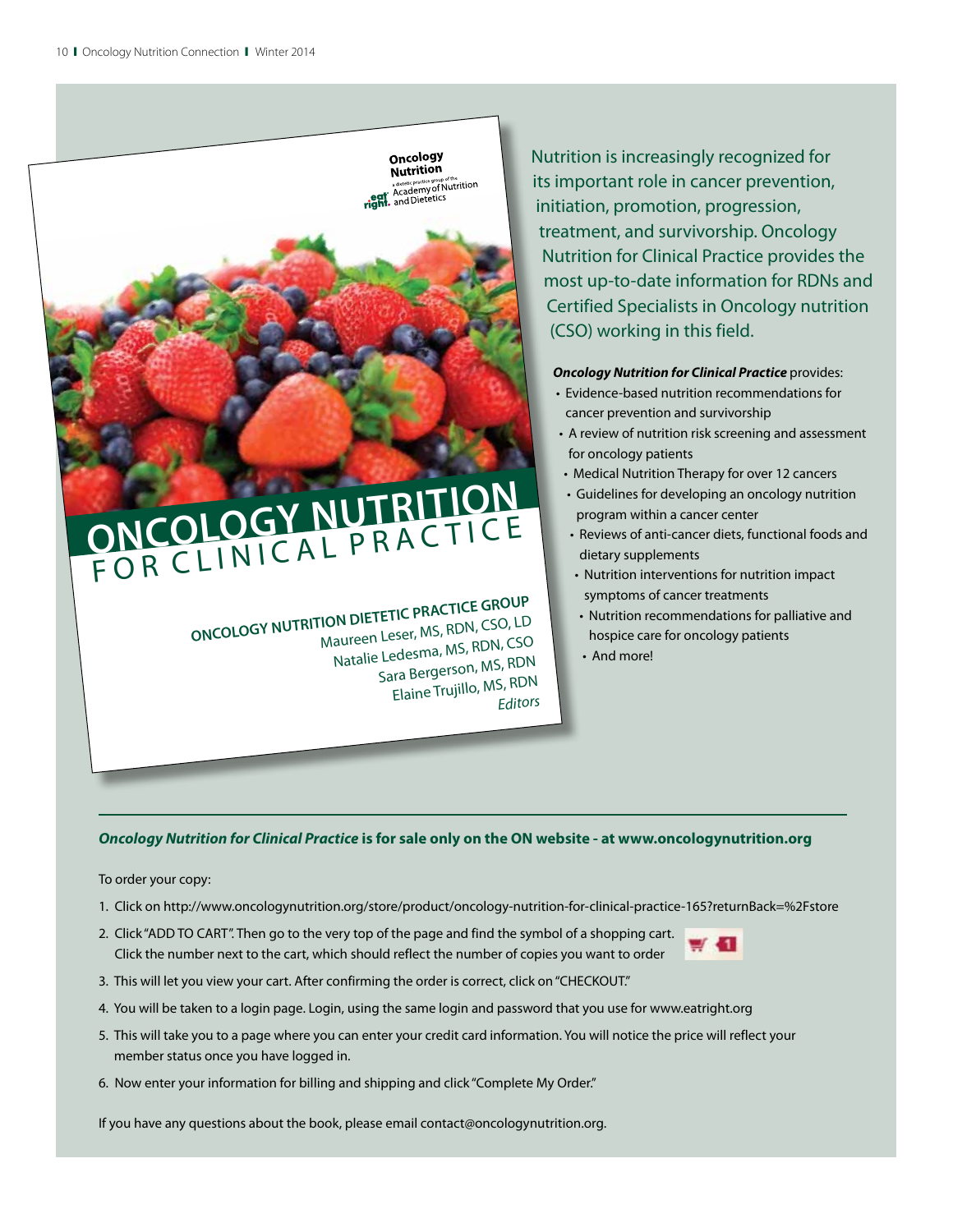Oncology Nutrition
a dietetic practice group of the Academy of Nutrition and Dietetics

# ONCOLOGY NUTRITION FOR CLINICAL PRACTICE

ONCOLOGY NUTRITION DIETETIC PRACTICE GROUP
Maureen Leser, MS, RDN, CSO, LD
Natalie Ledesma, MS, RDN, CSO
Sara Bergerson, MS, RDN
Elaine Trujillo, MS, RDN
*Editors*

Nutrition is increasingly recognized for its important role in cancer prevention, initiation, promotion, progression, treatment, and survivorship. Oncology Nutrition for Clinical Practice provides the most up-to-date information for RDNs and Certified Specialists in Oncology nutrition (CSO) working in this field.

***Oncology Nutrition for Clinical Practice*** provides:

- Evidence-based nutrition recommendations for cancer prevention and survivorship
- A review of nutrition risk screening and assessment for oncology patients
- Medical Nutrition Therapy for over 12 cancers
- Guidelines for developing an oncology nutrition program within a cancer center
- Reviews of anti-cancer diets, functional foods and dietary supplements
- Nutrition interventions for nutrition impact symptoms of cancer treatments
- Nutrition recommendations for palliative and hospice care for oncology patients
- And more!

***Oncology Nutrition for Clinical Practice* is for sale only on the ON website - at www.oncologynutrition.org**

To order your copy:

1. Click on http://www.oncologynutrition.org/store/product/oncology-nutrition-for-clinical-practice-165?returnBack=%2Fstore
2. Click "ADD TO CART". Then go to the very top of the page and find the symbol of a shopping cart. Click the number next to the cart, which should reflect the number of copies you want to order
3. This will let you view your cart. After confirming the order is correct, click on "CHECKOUT."
4. You will be taken to a login page. Login, using the same login and password that you use for www.eatright.org
5. This will take you to a page where you can enter your credit card information. You will notice the price will reflect your member status once you have logged in.
6. Now enter your information for billing and shipping and click "Complete My Order."

If you have any questions about the book, please email contact@oncologynutrition.org.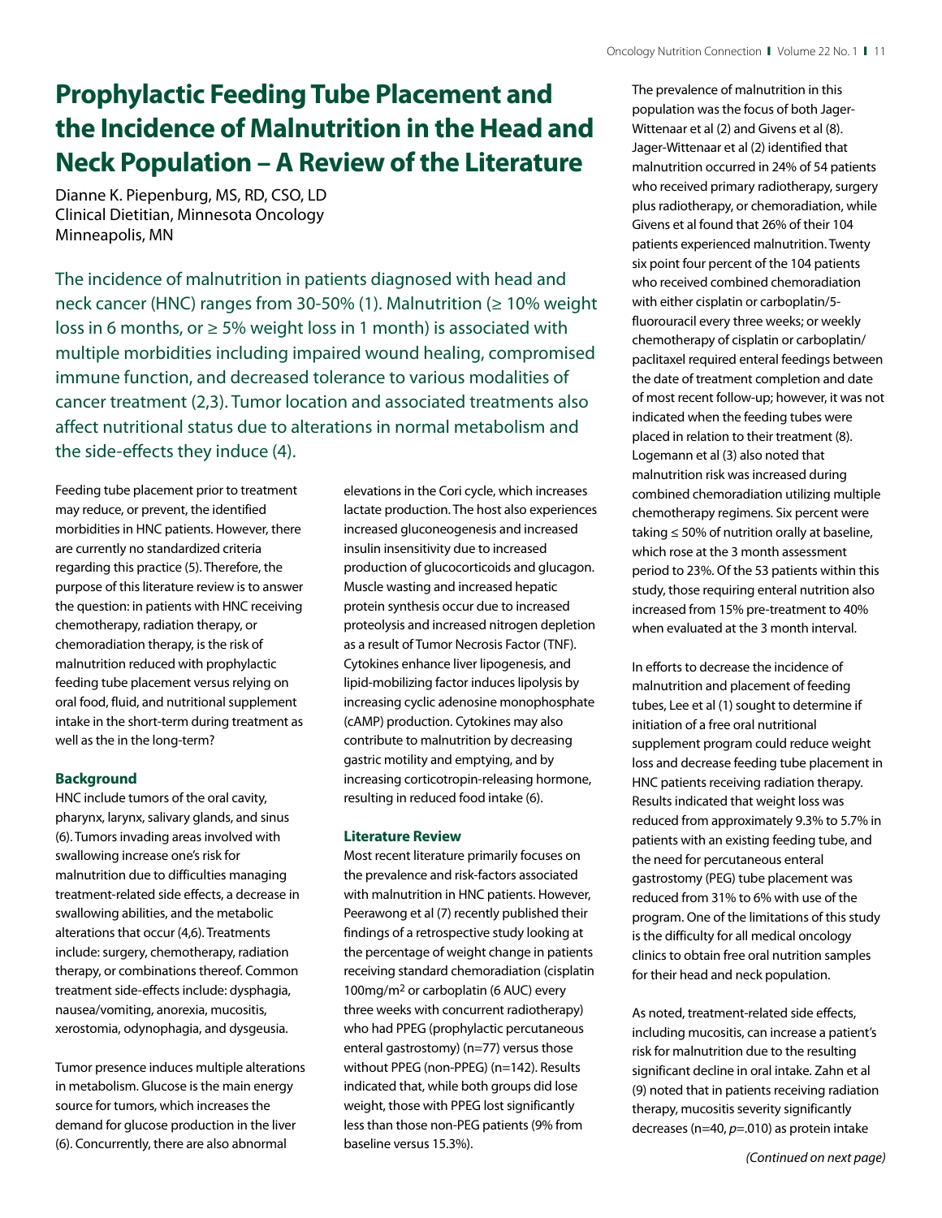# Prophylactic Feeding Tube Placement and the Incidence of Malnutrition in the Head and Neck Population – A Review of the Literature

Dianne K. Piepenburg, MS, RD, CSO, LD
Clinical Dietitian, Minnesota Oncology
Minneapolis, MN

The incidence of malnutrition in patients diagnosed with head and neck cancer (HNC) ranges from 30-50% (1). Malnutrition (≥ 10% weight loss in 6 months, or ≥ 5% weight loss in 1 month) is associated with multiple morbidities including impaired wound healing, compromised immune function, and decreased tolerance to various modalities of cancer treatment (2,3). Tumor location and associated treatments also affect nutritional status due to alterations in normal metabolism and the side-effects they induce (4).

Feeding tube placement prior to treatment may reduce, or prevent, the identified morbidities in HNC patients. However, there are currently no standardized criteria regarding this practice (5). Therefore, the purpose of this literature review is to answer the question: in patients with HNC receiving chemotherapy, radiation therapy, or chemoradiation therapy, is the risk of malnutrition reduced with prophylactic feeding tube placement versus relying on oral food, fluid, and nutritional supplement intake in the short-term during treatment as well as the in the long-term?

## Background

HNC include tumors of the oral cavity, pharynx, larynx, salivary glands, and sinus (6). Tumors invading areas involved with swallowing increase one's risk for malnutrition due to difficulties managing treatment-related side effects, a decrease in swallowing abilities, and the metabolic alterations that occur (4,6). Treatments include: surgery, chemotherapy, radiation therapy, or combinations thereof. Common treatment side-effects include: dysphagia, nausea/vomiting, anorexia, mucositis, xerostomia, odynophagia, and dysgeusia.

Tumor presence induces multiple alterations in metabolism. Glucose is the main energy source for tumors, which increases the demand for glucose production in the liver (6). Concurrently, there are also abnormal elevations in the Cori cycle, which increases lactate production. The host also experiences increased gluconeogenesis and increased insulin insensitivity due to increased production of glucocorticoids and glucagon. Muscle wasting and increased hepatic protein synthesis occur due to increased proteolysis and increased nitrogen depletion as a result of Tumor Necrosis Factor (TNF). Cytokines enhance liver lipogenesis, and lipid-mobilizing factor induces lipolysis by increasing cyclic adenosine monophosphate (cAMP) production. Cytokines may also contribute to malnutrition by decreasing gastric motility and emptying, and by increasing corticotropin-releasing hormone, resulting in reduced food intake (6).

## Literature Review

Most recent literature primarily focuses on the prevalence and risk-factors associated with malnutrition in HNC patients. However, Peerawong et al (7) recently published their findings of a retrospective study looking at the percentage of weight change in patients receiving standard chemoradiation (cisplatin 100mg/m$^2$ or carboplatin (6 AUC) every three weeks with concurrent radiotherapy) who had PPEG (prophylactic percutaneous enteral gastrostomy) (n=77) versus those without PPEG (non-PPEG) (n=142). Results indicated that, while both groups did lose weight, those with PPEG lost significantly less than those non-PEG patients (9% from baseline versus 15.3%).

The prevalence of malnutrition in this population was the focus of both Jager-Wittenaar et al (2) and Givens et al (8). Jager-Wittenaar et al (2) identified that malnutrition occurred in 24% of 54 patients who received primary radiotherapy, surgery plus radiotherapy, or chemoradiation, while Givens et al found that 26% of their 104 patients experienced malnutrition. Twenty six point four percent of the 104 patients who received combined chemoradiation with either cisplatin or carboplatin/5-fluorouracil every three weeks; or weekly chemotherapy of cisplatin or carboplatin/paclitaxel required enteral feedings between the date of treatment completion and date of most recent follow-up; however, it was not indicated when the feeding tubes were placed in relation to their treatment (8). Logemann et al (3) also noted that malnutrition risk was increased during combined chemoradiation utilizing multiple chemotherapy regimens. Six percent were taking ≤ 50% of nutrition orally at baseline, which rose at the 3 month assessment period to 23%. Of the 53 patients within this study, those requiring enteral nutrition also increased from 15% pre-treatment to 40% when evaluated at the 3 month interval.

In efforts to decrease the incidence of malnutrition and placement of feeding tubes, Lee et al (1) sought to determine if initiation of a free oral nutritional supplement program could reduce weight loss and decrease feeding tube placement in HNC patients receiving radiation therapy. Results indicated that weight loss was reduced from approximately 9.3% to 5.7% in patients with an existing feeding tube, and the need for percutaneous enteral gastrostomy (PEG) tube placement was reduced from 31% to 6% with use of the program. One of the limitations of this study is the difficulty for all medical oncology clinics to obtain free oral nutrition samples for their head and neck population.

As noted, treatment-related side effects, including mucositis, can increase a patient's risk for malnutrition due to the resulting significant decline in oral intake. Zahn et al (9) noted that in patients receiving radiation therapy, mucositis severity significantly decreases (n=40, $p$=.010) as protein intake

*(Continued on next page)*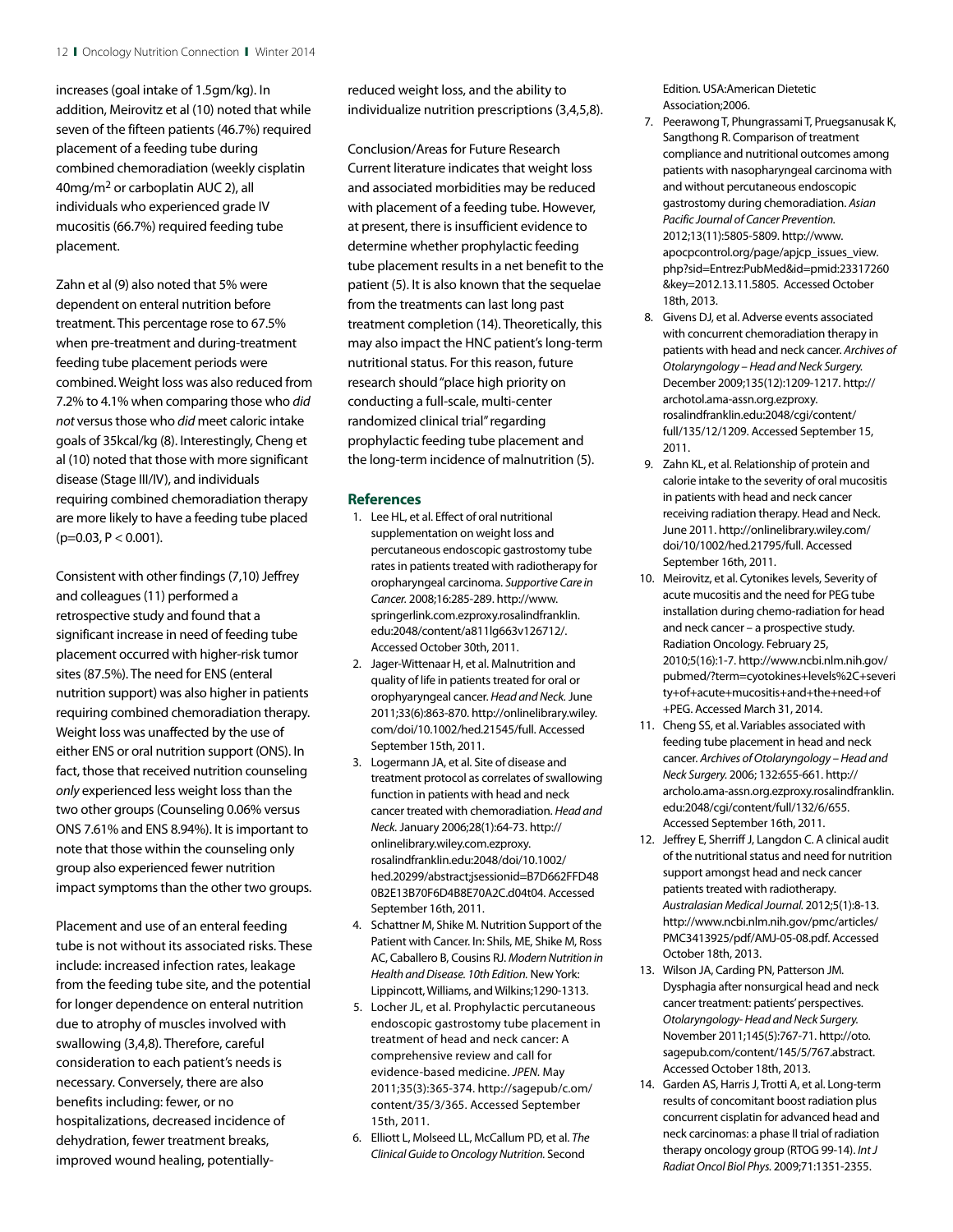increases (goal intake of 1.5gm/kg). In addition, Meirovitz et al (10) noted that while seven of the fifteen patients (46.7%) required placement of a feeding tube during combined chemoradiation (weekly cisplatin 40mg/m$^2$ or carboplatin AUC 2), all individuals who experienced grade IV mucositis (66.7%) required feeding tube placement.

Zahn et al (9) also noted that 5% were dependent on enteral nutrition before treatment. This percentage rose to 67.5% when pre-treatment and during-treatment feeding tube placement periods were combined. Weight loss was also reduced from 7.2% to 4.1% when comparing those who *did not* versus those who *did* meet caloric intake goals of 35kcal/kg (8). Interestingly, Cheng et al (10) noted that those with more significant disease (Stage III/IV), and individuals requiring combined chemoradiation therapy are more likely to have a feeding tube placed ($p=0.03$, $P < 0.001$).

Consistent with other findings (7,10) Jeffrey and colleagues (11) performed a retrospective study and found that a significant increase in need of feeding tube placement occurred with higher-risk tumor sites (87.5%). The need for ENS (enteral nutrition support) was also higher in patients requiring combined chemoradiation therapy. Weight loss was unaffected by the use of either ENS or oral nutrition support (ONS). In fact, those that received nutrition counseling *only* experienced less weight loss than the two other groups (Counseling 0.06% versus ONS 7.61% and ENS 8.94%). It is important to note that those within the counseling only group also experienced fewer nutrition impact symptoms than the other two groups.

Placement and use of an enteral feeding tube is not without its associated risks. These include: increased infection rates, leakage from the feeding tube site, and the potential for longer dependence on enteral nutrition due to atrophy of muscles involved with swallowing (3,4,8). Therefore, careful consideration to each patient's needs is necessary. Conversely, there are also benefits including: fewer, or no hospitalizations, decreased incidence of dehydration, fewer treatment breaks, improved wound healing, potentially-reduced weight loss, and the ability to individualize nutrition prescriptions (3,4,5,8).

Conclusion/Areas for Future Research

Current literature indicates that weight loss and associated morbidities may be reduced with placement of a feeding tube. However, at present, there is insufficient evidence to determine whether prophylactic feeding tube placement results in a net benefit to the patient (5). It is also known that the sequelae from the treatments can last long past treatment completion (14). Theoretically, this may also impact the HNC patient's long-term nutritional status. For this reason, future research should "place high priority on conducting a full-scale, multi-center randomized clinical trial" regarding prophylactic feeding tube placement and the long-term incidence of malnutrition (5).

## References

1. Lee HL, et al. Effect of oral nutritional supplementation on weight loss and percutaneous endoscopic gastrostomy tube rates in patients treated with radiotherapy for oropharyngeal carcinoma. *Supportive Care in Cancer.* 2008;16:285-289. http://www.springerlink.com.ezproxy.rosalindfranklin.edu:2048/content/a811lg663v126712/. Accessed October 30th, 2011.
2. Jager-Wittenaar H, et al. Malnutrition and quality of life in patients treated for oral or orophyaryngeal cancer. *Head and Neck.* June 2011;33(6):863-870. http://onlinelibrary.wiley.com/doi/10.1002/hed.21545/full. Accessed September 15th, 2011.
3. Logermann JA, et al. Site of disease and treatment protocol as correlates of swallowing function in patients with head and neck cancer treated with chemoradiation. *Head and Neck.* January 2006;28(1):64-73. http://onlinelibrary.wiley.com.ezproxy.rosalindfranklin.edu:2048/doi/10.1002/hed.20299/abstract;jsessionid=B7D662FFD480B2E13B70F6D4B8E70A2C.d04t04. Accessed September 16th, 2011.
4. Schattner M, Shike M. Nutrition Support of the Patient with Cancer. In: Shils, ME, Shike M, Ross AC, Caballero B, Cousins RJ. *Modern Nutrition in Health and Disease. 10th Edition.* New York: Lippincott, Williams, and Wilkins;1290-1313.
5. Locher JL, et al. Prophylactic percutaneous endoscopic gastrostomy tube placement in treatment of head and neck cancer: A comprehensive review and call for evidence-based medicine. *JPEN.* May 2011;35(3):365-374. http://sagepub/c.om/content/35/3/365. Accessed September 15th, 2011.
6. Elliott L, Molseed LL, McCallum PD, et al. *The Clinical Guide to Oncology Nutrition.* Second Edition. USA:American Dietetic Association;2006.
7. Peerawong T, Phungrassami T, Pruegsanusak K, Sangthong R. Comparison of treatment compliance and nutritional outcomes among patients with nasopharyngeal carcinoma with and without percutaneous endoscopic gastrostomy during chemoradiation. *Asian Pacific Journal of Cancer Prevention.* 2012;13(11):5805-5809. http://www.apocpcontrol.org/page/apjcp_issues_view.php?sid=Entrez:PubMed&id=pmid:23317260&key=2012.13.11.5805. Accessed October 18th, 2013.
8. Givens DJ, et al. Adverse events associated with concurrent chemoradiation therapy in patients with head and neck cancer. *Archives of Otolaryngology – Head and Neck Surgery.* December 2009;135(12):1209-1217. http://archotol.ama-assn.org.ezproxy.rosalindfranklin.edu:2048/cgi/content/full/135/12/1209. Accessed September 15, 2011.
9. Zahn KL, et al. Relationship of protein and calorie intake to the severity of oral mucositis in patients with head and neck cancer receiving radiation therapy. Head and Neck. June 2011. http://onlinelibrary.wiley.com/doi/10/1002/hed.21795/full. Accessed September 16th, 2011.
10. Meirovitz, et al. Cytonikes levels, Severity of acute mucositis and the need for PEG tube installation during chemo-radiation for head and neck cancer – a prospective study. Radiation Oncology. February 25, 2010;5(16):1-7. http://www.ncbi.nlm.nih.gov/pubmed/?term=cyotokines+levels%2C+severity+of+acute+mucositis+and+the+need+of+PEG. Accessed March 31, 2014.
11. Cheng SS, et al. Variables associated with feeding tube placement in head and neck cancer. *Archives of Otolaryngology – Head and Neck Surgery.* 2006; 132:655-661. http://archolo.ama-assn.org.ezproxy.rosalindfranklin.edu:2048/cgi/content/full/132/6/655. Accessed September 16th, 2011.
12. Jeffrey E, Sherriff J, Langdon C. A clinical audit of the nutritional status and need for nutrition support amongst head and neck cancer patients treated with radiotherapy. *Australasian Medical Journal.* 2012;5(1):8-13. http://www.ncbi.nlm.nih.gov/pmc/articles/PMC3413925/pdf/AMJ-05-08.pdf. Accessed October 18th, 2013.
13. Wilson JA, Carding PN, Patterson JM. Dysphagia after nonsurgical head and neck cancer treatment: patients' perspectives. *Otolaryngology- Head and Neck Surgery.* November 2011;145(5):767-71. http://oto.sagepub.com/content/145/5/767.abstract. Accessed October 18th, 2013.
14. Garden AS, Harris J, Trotti A, et al. Long-term results of concomitant boost radiation plus concurrent cisplatin for advanced head and neck carcinomas: a phase II trial of radiation therapy oncology group (RTOG 99-14). *Int J Radiat Oncol Biol Phys.* 2009;71:1351-2355.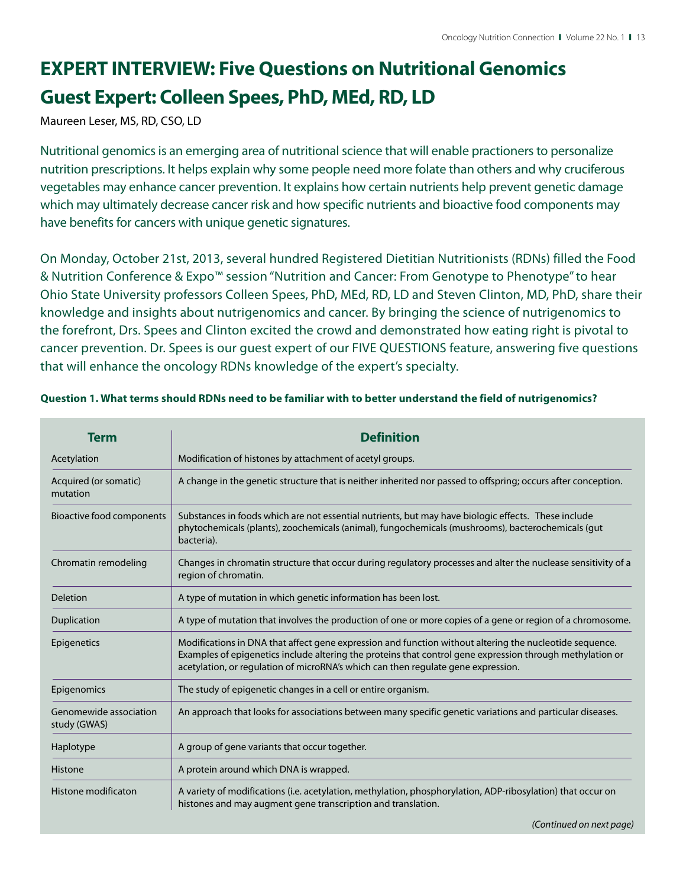# EXPERT INTERVIEW: Five Questions on Nutritional Genomics

## Guest Expert: Colleen Spees, PhD, MEd, RD, LD

Maureen Leser, MS, RD, CSO, LD

Nutritional genomics is an emerging area of nutritional science that will enable practioners to personalize nutrition prescriptions. It helps explain why some people need more folate than others and why cruciferous vegetables may enhance cancer prevention. It explains how certain nutrients help prevent genetic damage which may ultimately decrease cancer risk and how specific nutrients and bioactive food components may have benefits for cancers with unique genetic signatures.

On Monday, October 21st, 2013, several hundred Registered Dietitian Nutritionists (RDNs) filled the Food & Nutrition Conference & Expo™ session "Nutrition and Cancer: From Genotype to Phenotype" to hear Ohio State University professors Colleen Spees, PhD, MEd, RD, LD and Steven Clinton, MD, PhD, share their knowledge and insights about nutrigenomics and cancer. By bringing the science of nutrigenomics to the forefront, Drs. Spees and Clinton excited the crowd and demonstrated how eating right is pivotal to cancer prevention. Dr. Spees is our guest expert of our FIVE QUESTIONS feature, answering five questions that will enhance the oncology RDNs knowledge of the expert's specialty.

**Question 1. What terms should RDNs need to be familiar with to better understand the field of nutrigenomics?**

| Term | Definition |
|---|---|
| Acetylation | Modification of histones by attachment of acetyl groups. |
| Acquired (or somatic) mutation | A change in the genetic structure that is neither inherited nor passed to offspring; occurs after conception. |
| Bioactive food components | Substances in foods which are not essential nutrients, but may have biologic effects. These include phytochemicals (plants), zoochemicals (animal), fungochemicals (mushrooms), bacterochemicals (gut bacteria). |
| Chromatin remodeling | Changes in chromatin structure that occur during regulatory processes and alter the nuclease sensitivity of a region of chromatin. |
| Deletion | A type of mutation in which genetic information has been lost. |
| Duplication | A type of mutation that involves the production of one or more copies of a gene or region of a chromosome. |
| Epigenetics | Modifications in DNA that affect gene expression and function without altering the nucleotide sequence. Examples of epigenetics include altering the proteins that control gene expression through methylation or acetylation, or regulation of microRNA's which can then regulate gene expression. |
| Epigenomics | The study of epigenetic changes in a cell or entire organism. |
| Genomewide association study (GWAS) | An approach that looks for associations between many specific genetic variations and particular diseases. |
| Haplotype | A group of gene variants that occur together. |
| Histone | A protein around which DNA is wrapped. |
| Histone modificaton | A variety of modifications (i.e. acetylation, methylation, phosphorylation, ADP-ribosylation) that occur on histones and may augment gene transcription and translation. |

*(Continued on next page)*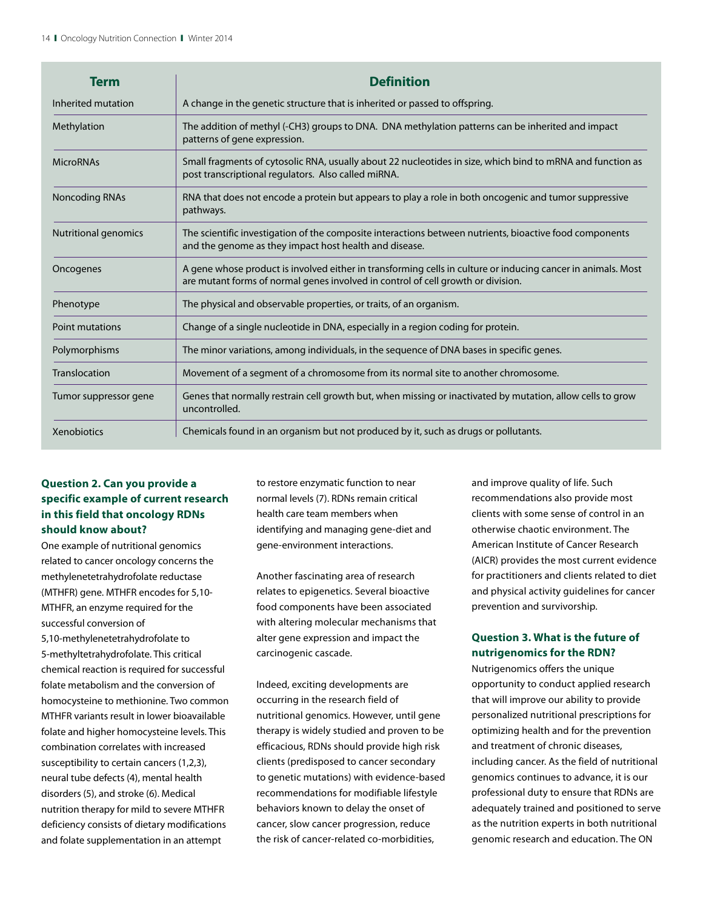| Term | Definition |
|---|---|
| Inherited mutation | A change in the genetic structure that is inherited or passed to offspring. |
| Methylation | The addition of methyl (-CH3) groups to DNA. DNA methylation patterns can be inherited and impact patterns of gene expression. |
| MicroRNAs | Small fragments of cytosolic RNA, usually about 22 nucleotides in size, which bind to mRNA and function as post transcriptional regulators. Also called miRNA. |
| Noncoding RNAs | RNA that does not encode a protein but appears to play a role in both oncogenic and tumor suppressive pathways. |
| Nutritional genomics | The scientific investigation of the composite interactions between nutrients, bioactive food components and the genome as they impact host health and disease. |
| Oncogenes | A gene whose product is involved either in transforming cells in culture or inducing cancer in animals. Most are mutant forms of normal genes involved in control of cell growth or division. |
| Phenotype | The physical and observable properties, or traits, of an organism. |
| Point mutations | Change of a single nucleotide in DNA, especially in a region coding for protein. |
| Polymorphisms | The minor variations, among individuals, in the sequence of DNA bases in specific genes. |
| Translocation | Movement of a segment of a chromosome from its normal site to another chromosome. |
| Tumor suppressor gene | Genes that normally restrain cell growth but, when missing or inactivated by mutation, allow cells to grow uncontrolled. |
| Xenobiotics | Chemicals found in an organism but not produced by it, such as drugs or pollutants. |

**Question 2. Can you provide a specific example of current research in this field that oncology RDNs should know about?**

One example of nutritional genomics related to cancer oncology concerns the methylenetetrahydrofolate reductase (MTHFR) gene. MTHFR encodes for 5,10-MTHFR, an enzyme required for the successful conversion of 5,10-methylenetetrahydrofolate to 5-methyltetrahydrofolate. This critical chemical reaction is required for successful folate metabolism and the conversion of homocysteine to methionine. Two common MTHFR variants result in lower bioavailable folate and higher homocysteine levels. This combination correlates with increased susceptibility to certain cancers (1,2,3), neural tube defects (4), mental health disorders (5), and stroke (6). Medical nutrition therapy for mild to severe MTHFR deficiency consists of dietary modifications and folate supplementation in an attempt to restore enzymatic function to near normal levels (7). RDNs remain critical health care team members when identifying and managing gene-diet and gene-environment interactions.

Another fascinating area of research relates to epigenetics. Several bioactive food components have been associated with altering molecular mechanisms that alter gene expression and impact the carcinogenic cascade.

Indeed, exciting developments are occurring in the research field of nutritional genomics. However, until gene therapy is widely studied and proven to be efficacious, RDNs should provide high risk clients (predisposed to cancer secondary to genetic mutations) with evidence-based recommendations for modifiable lifestyle behaviors known to delay the onset of cancer, slow cancer progression, reduce the risk of cancer-related co-morbidities, and improve quality of life. Such recommendations also provide most clients with some sense of control in an otherwise chaotic environment. The American Institute of Cancer Research (AICR) provides the most current evidence for practitioners and clients related to diet and physical activity guidelines for cancer prevention and survivorship.

**Question 3. What is the future of nutrigenomics for the RDN?**

Nutrigenomics offers the unique opportunity to conduct applied research that will improve our ability to provide personalized nutritional prescriptions for optimizing health and for the prevention and treatment of chronic diseases, including cancer. As the field of nutritional genomics continues to advance, it is our professional duty to ensure that RDNs are adequately trained and positioned to serve as the nutrition experts in both nutritional genomic research and education. The ON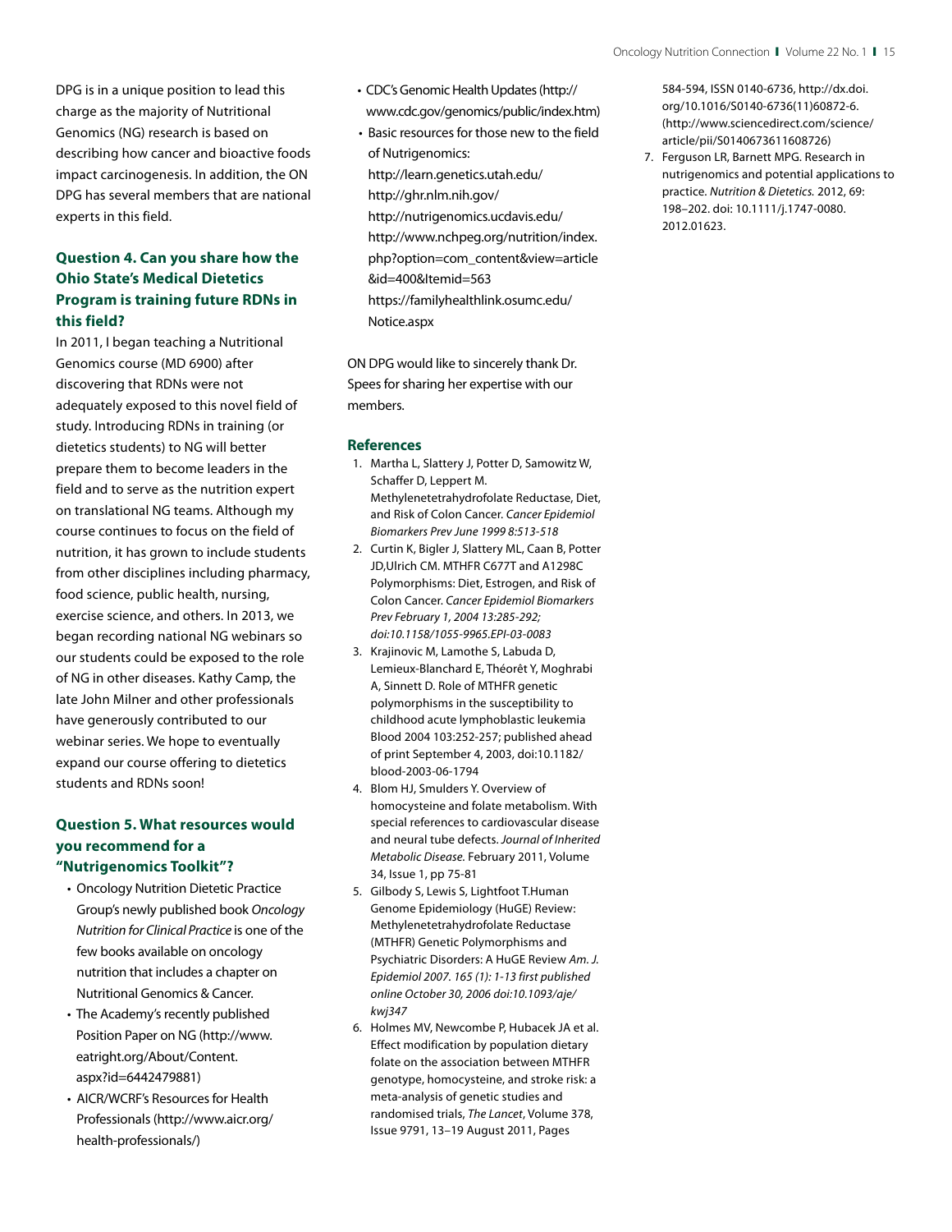DPG is in a unique position to lead this charge as the majority of Nutritional Genomics (NG) research is based on describing how cancer and bioactive foods impact carcinogenesis. In addition, the ON DPG has several members that are national experts in this field.

### Question 4. Can you share how the Ohio State's Medical Dietetics Program is training future RDNs in this field?

In 2011, I began teaching a Nutritional Genomics course (MD 6900) after discovering that RDNs were not adequately exposed to this novel field of study. Introducing RDNs in training (or dietetics students) to NG will better prepare them to become leaders in the field and to serve as the nutrition expert on translational NG teams. Although my course continues to focus on the field of nutrition, it has grown to include students from other disciplines including pharmacy, food science, public health, nursing, exercise science, and others. In 2013, we began recording national NG webinars so our students could be exposed to the role of NG in other diseases. Kathy Camp, the late John Milner and other professionals have generously contributed to our webinar series. We hope to eventually expand our course offering to dietetics students and RDNs soon!

### Question 5. What resources would you recommend for a "Nutrigenomics Toolkit"?

- Oncology Nutrition Dietetic Practice Group's newly published book *Oncology Nutrition for Clinical Practice* is one of the few books available on oncology nutrition that includes a chapter on Nutritional Genomics & Cancer.
- The Academy's recently published Position Paper on NG (http://www.eatright.org/About/Content.aspx?id=6442479881)
- AICR/WCRF's Resources for Health Professionals (http://www.aicr.org/health-professionals/)
- CDC's Genomic Health Updates (http://www.cdc.gov/genomics/public/index.htm)
- Basic resources for those new to the field of Nutrigenomics:
  http://learn.genetics.utah.edu/
  http://ghr.nlm.nih.gov/
  http://nutrigenomics.ucdavis.edu/
  http://www.nchpeg.org/nutrition/index.php?option=com_content&view=article&id=400&Itemid=563
  https://familyhealthlink.osumc.edu/Notice.aspx

ON DPG would like to sincerely thank Dr. Spees for sharing her expertise with our members.

### References

1. Martha L, Slattery J, Potter D, Samowitz W, Schaffer D, Leppert M. Methylenetetrahydrofolate Reductase, Diet, and Risk of Colon Cancer. *Cancer Epidemiol Biomarkers Prev June 1999 8:513-518*
2. Curtin K, Bigler J, Slattery ML, Caan B, Potter JD,Ulrich CM. MTHFR C677T and A1298C Polymorphisms: Diet, Estrogen, and Risk of Colon Cancer. *Cancer Epidemiol Biomarkers Prev February 1, 2004 13:285-292; doi:10.1158/1055-9965.EPI-03-0083*
3. Krajinovic M, Lamothe S, Labuda D, Lemieux-Blanchard E, Théorêt Y, Moghrabi A, Sinnett D. Role of MTHFR genetic polymorphisms in the susceptibility to childhood acute lymphoblastic leukemia Blood 2004 103:252-257; published ahead of print September 4, 2003, doi:10.1182/blood-2003-06-1794
4. Blom HJ, Smulders Y. Overview of homocysteine and folate metabolism. With special references to cardiovascular disease and neural tube defects. *Journal of Inherited Metabolic Disease.* February 2011, Volume 34, Issue 1, pp 75-81
5. Gilbody S, Lewis S, Lightfoot T.Human Genome Epidemiology (HuGE) Review: Methylenetetrahydrofolate Reductase (MTHFR) Genetic Polymorphisms and Psychiatric Disorders: A HuGE Review *Am. J. Epidemiol 2007. 165 (1): 1-13 first published online October 30, 2006 doi:10.1093/aje/kwj347*
6. Holmes MV, Newcombe P, Hubacek JA et al. Effect modification by population dietary folate on the association between MTHFR genotype, homocysteine, and stroke risk: a meta-analysis of genetic studies and randomised trials, *The Lancet*, Volume 378, Issue 9791, 13–19 August 2011, Pages 584-594, ISSN 0140-6736, http://dx.doi.org/10.1016/S0140-6736(11)60872-6. (http://www.sciencedirect.com/science/article/pii/S0140673611608726)
7. Ferguson LR, Barnett MPG. Research in nutrigenomics and potential applications to practice. *Nutrition & Dietetics.* 2012, 69: 198–202. doi: 10.1111/j.1747-0080.2012.01623.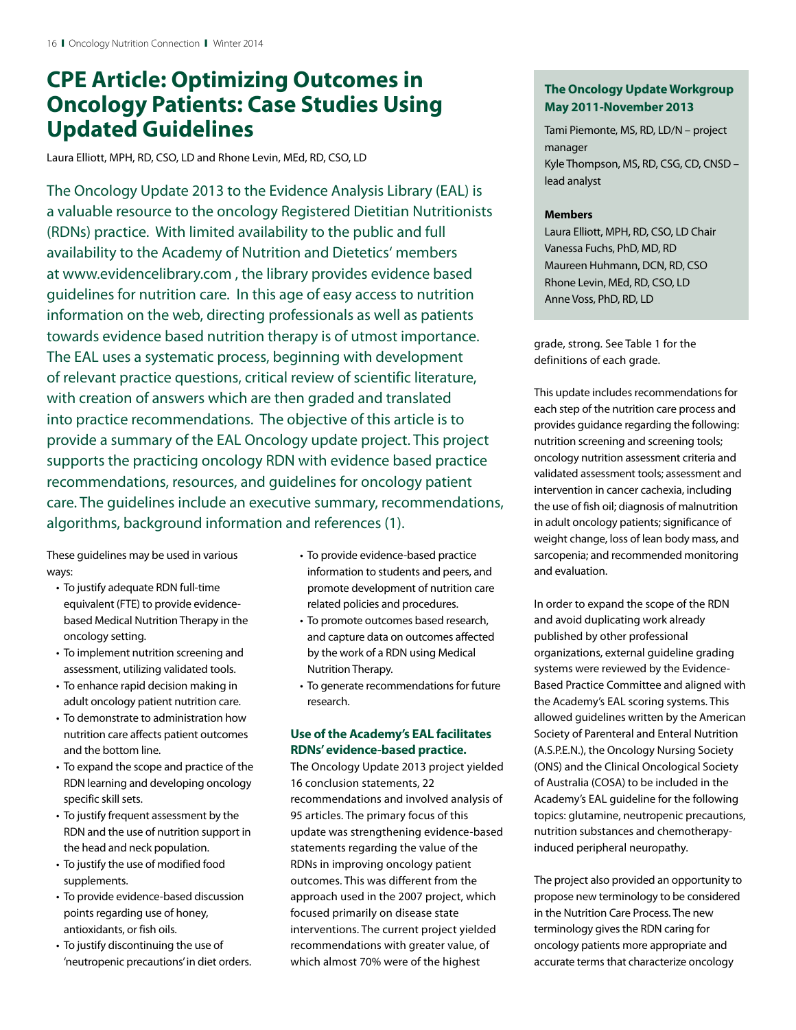# CPE Article: Optimizing Outcomes in Oncology Patients: Case Studies Using Updated Guidelines

Laura Elliott, MPH, RD, CSO, LD and Rhone Levin, MEd, RD, CSO, LD

The Oncology Update 2013 to the Evidence Analysis Library (EAL) is a valuable resource to the oncology Registered Dietitian Nutritionists (RDNs) practice. With limited availability to the public and full availability to the Academy of Nutrition and Dietetics' members at www.evidencelibrary.com , the library provides evidence based guidelines for nutrition care. In this age of easy access to nutrition information on the web, directing professionals as well as patients towards evidence based nutrition therapy is of utmost importance. The EAL uses a systematic process, beginning with development of relevant practice questions, critical review of scientific literature, with creation of answers which are then graded and translated into practice recommendations. The objective of this article is to provide a summary of the EAL Oncology update project. This project supports the practicing oncology RDN with evidence based practice recommendations, resources, and guidelines for oncology patient care. The guidelines include an executive summary, recommendations, algorithms, background information and references (1).

These guidelines may be used in various ways:

- To justify adequate RDN full-time equivalent (FTE) to provide evidence-based Medical Nutrition Therapy in the oncology setting.
- To implement nutrition screening and assessment, utilizing validated tools.
- To enhance rapid decision making in adult oncology patient nutrition care.
- To demonstrate to administration how nutrition care affects patient outcomes and the bottom line.
- To expand the scope and practice of the RDN learning and developing oncology specific skill sets.
- To justify frequent assessment by the RDN and the use of nutrition support in the head and neck population.
- To justify the use of modified food supplements.
- To provide evidence-based discussion points regarding use of honey, antioxidants, or fish oils.
- To justify discontinuing the use of 'neutropenic precautions' in diet orders.
- To provide evidence-based practice information to students and peers, and promote development of nutrition care related policies and procedures.
- To promote outcomes based research, and capture data on outcomes affected by the work of a RDN using Medical Nutrition Therapy.
- To generate recommendations for future research.

### Use of the Academy's EAL facilitates RDNs' evidence-based practice.

The Oncology Update 2013 project yielded 16 conclusion statements, 22 recommendations and involved analysis of 95 articles. The primary focus of this update was strengthening evidence-based statements regarding the value of the RDNs in improving oncology patient outcomes. This was different from the approach used in the 2007 project, which focused primarily on disease state interventions. The current project yielded recommendations with greater value, of which almost 70% were of the highest grade, strong. See Table 1 for the definitions of each grade.

> **The Oncology Update Workgroup May 2011-November 2013**
>
> Tami Piemonte, MS, RD, LD/N – project manager
> Kyle Thompson, MS, RD, CSG, CD, CNSD – lead analyst
>
> **Members**
>
> Laura Elliott, MPH, RD, CSO, LD Chair
> Vanessa Fuchs, PhD, MD, RD
> Maureen Huhmann, DCN, RD, CSO
> Rhone Levin, MEd, RD, CSO, LD
> Anne Voss, PhD, RD, LD

This update includes recommendations for each step of the nutrition care process and provides guidance regarding the following: nutrition screening and screening tools; oncology nutrition assessment criteria and validated assessment tools; assessment and intervention in cancer cachexia, including the use of fish oil; diagnosis of malnutrition in adult oncology patients; significance of weight change, loss of lean body mass, and sarcopenia; and recommended monitoring and evaluation.

In order to expand the scope of the RDN and avoid duplicating work already published by other professional organizations, external guideline grading systems were reviewed by the Evidence-Based Practice Committee and aligned with the Academy's EAL scoring systems. This allowed guidelines written by the American Society of Parenteral and Enteral Nutrition (A.S.P.E.N.), the Oncology Nursing Society (ONS) and the Clinical Oncological Society of Australia (COSA) to be included in the Academy's EAL guideline for the following topics: glutamine, neutropenic precautions, nutrition substances and chemotherapy-induced peripheral neuropathy.

The project also provided an opportunity to propose new terminology to be considered in the Nutrition Care Process. The new terminology gives the RDN caring for oncology patients more appropriate and accurate terms that characterize oncology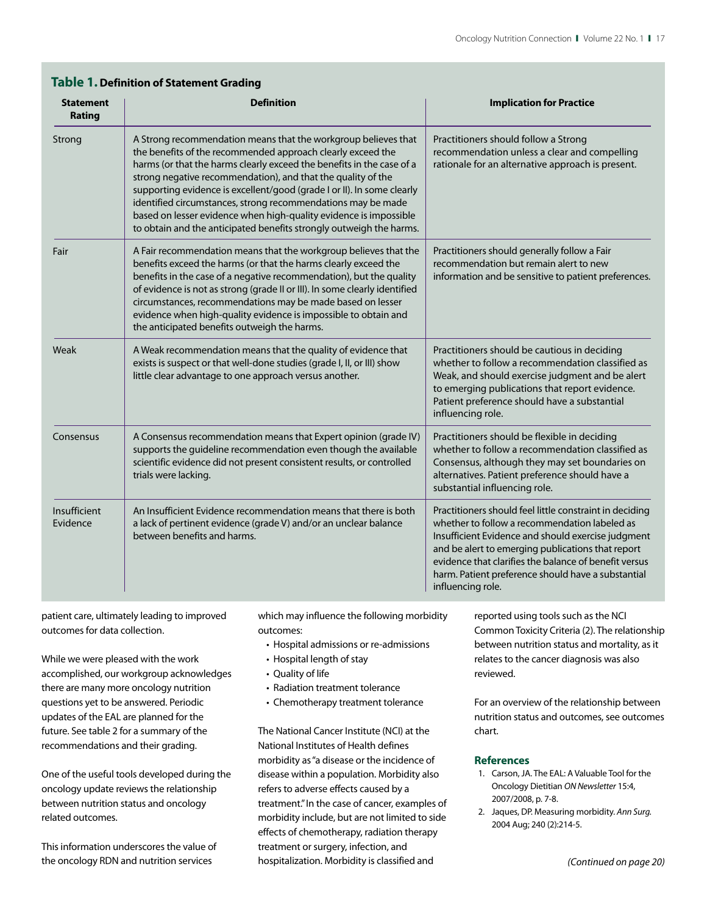## Table 1. Definition of Statement Grading

| Statement Rating | Definition | Implication for Practice |
|---|---|---|
| Strong | A Strong recommendation means that the workgroup believes that the benefits of the recommended approach clearly exceed the harms (or that the harms clearly exceed the benefits in the case of a strong negative recommendation), and that the quality of the supporting evidence is excellent/good (grade I or II). In some clearly identified circumstances, strong recommendations may be made based on lesser evidence when high-quality evidence is impossible to obtain and the anticipated benefits strongly outweigh the harms. | Practitioners should follow a Strong recommendation unless a clear and compelling rationale for an alternative approach is present. |
| Fair | A Fair recommendation means that the workgroup believes that the benefits exceed the harms (or that the harms clearly exceed the benefits in the case of a negative recommendation), but the quality of evidence is not as strong (grade II or III). In some clearly identified circumstances, recommendations may be made based on lesser evidence when high-quality evidence is impossible to obtain and the anticipated benefits outweigh the harms. | Practitioners should generally follow a Fair recommendation but remain alert to new information and be sensitive to patient preferences. |
| Weak | A Weak recommendation means that the quality of evidence that exists is suspect or that well-done studies (grade I, II, or III) show little clear advantage to one approach versus another. | Practitioners should be cautious in deciding whether to follow a recommendation classified as Weak, and should exercise judgment and be alert to emerging publications that report evidence. Patient preference should have a substantial influencing role. |
| Consensus | A Consensus recommendation means that Expert opinion (grade IV) supports the guideline recommendation even though the available scientific evidence did not present consistent results, or controlled trials were lacking. | Practitioners should be flexible in deciding whether to follow a recommendation classified as Consensus, although they may set boundaries on alternatives. Patient preference should have a substantial influencing role. |
| Insufficient Evidence | An Insufficient Evidence recommendation means that there is both a lack of pertinent evidence (grade V) and/or an unclear balance between benefits and harms. | Practitioners should feel little constraint in deciding whether to follow a recommendation labeled as Insufficient Evidence and should exercise judgment and be alert to emerging publications that report evidence that clarifies the balance of benefit versus harm. Patient preference should have a substantial influencing role. |

patient care, ultimately leading to improved outcomes for data collection.

While we were pleased with the work accomplished, our workgroup acknowledges there are many more oncology nutrition questions yet to be answered. Periodic updates of the EAL are planned for the future. See table 2 for a summary of the recommendations and their grading.

One of the useful tools developed during the oncology update reviews the relationship between nutrition status and oncology related outcomes.

This information underscores the value of the oncology RDN and nutrition services which may influence the following morbidity outcomes:

- Hospital admissions or re-admissions
- Hospital length of stay
- Quality of life
- Radiation treatment tolerance
- Chemotherapy treatment tolerance

The National Cancer Institute (NCI) at the National Institutes of Health defines morbidity as "a disease or the incidence of disease within a population. Morbidity also refers to adverse effects caused by a treatment." In the case of cancer, examples of morbidity include, but are not limited to side effects of chemotherapy, radiation therapy treatment or surgery, infection, and hospitalization. Morbidity is classified and reported using tools such as the NCI Common Toxicity Criteria (2). The relationship between nutrition status and mortality, as it relates to the cancer diagnosis was also reviewed.

For an overview of the relationship between nutrition status and outcomes, see outcomes chart.

### References

1. Carson, JA. The EAL: A Valuable Tool for the Oncology Dietitian *ON Newsletter* 15:4, 2007/2008, p. 7-8.
2. Jaques, DP. Measuring morbidity. *Ann Surg.* 2004 Aug; 240 (2):214-5.

*(Continued on page 20)*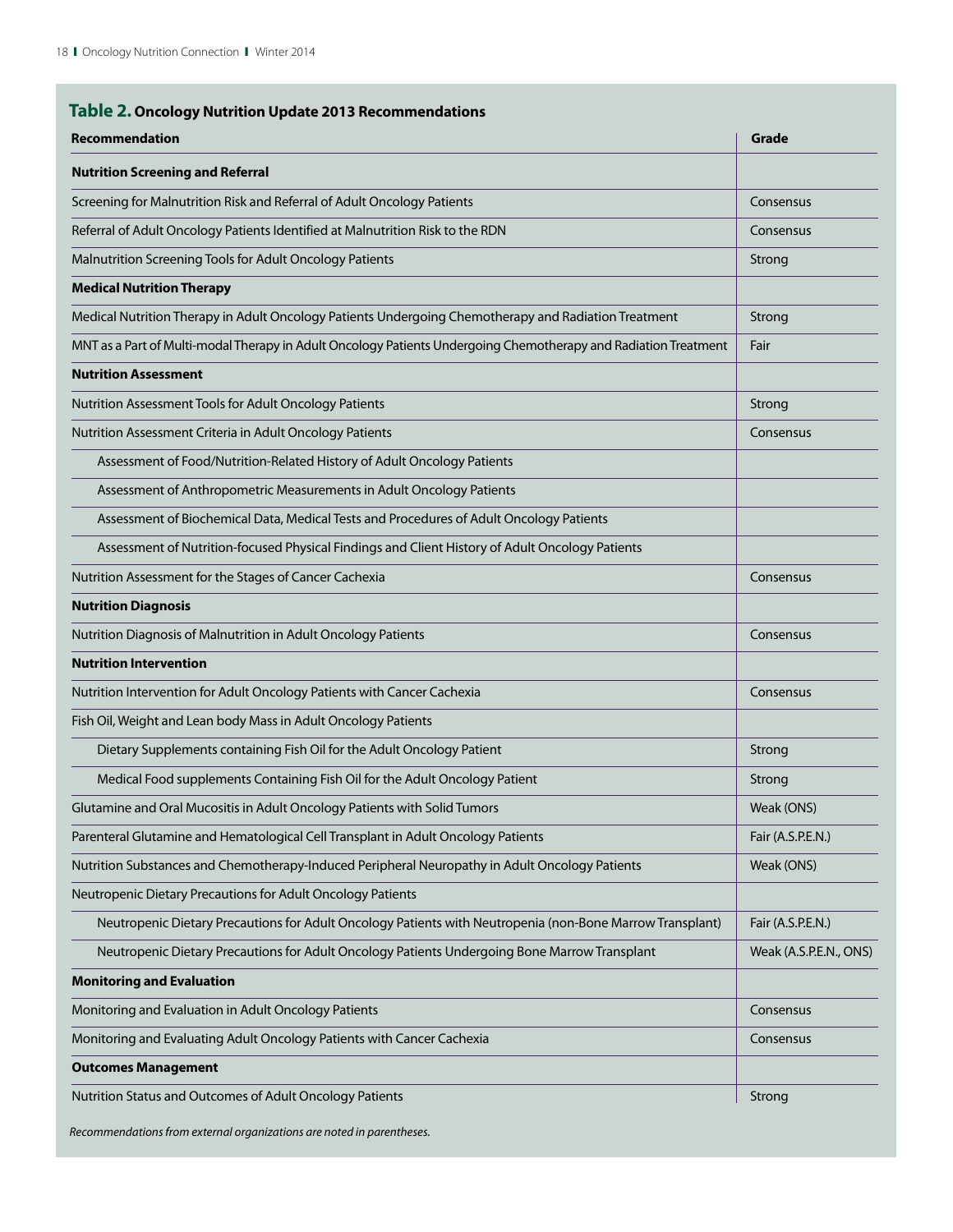**Table 2. Oncology Nutrition Update 2013 Recommendations**

| Recommendation | Grade |
|---|---|
| **Nutrition Screening and Referral** | |
| Screening for Malnutrition Risk and Referral of Adult Oncology Patients | Consensus |
| Referral of Adult Oncology Patients Identified at Malnutrition Risk to the RDN | Consensus |
| Malnutrition Screening Tools for Adult Oncology Patients | Strong |
| **Medical Nutrition Therapy** | |
| Medical Nutrition Therapy in Adult Oncology Patients Undergoing Chemotherapy and Radiation Treatment | Strong |
| MNT as a Part of Multi-modal Therapy in Adult Oncology Patients Undergoing Chemotherapy and Radiation Treatment | Fair |
| **Nutrition Assessment** | |
| Nutrition Assessment Tools for Adult Oncology Patients | Strong |
| Nutrition Assessment Criteria in Adult Oncology Patients | Consensus |
| Assessment of Food/Nutrition-Related History of Adult Oncology Patients | |
| Assessment of Anthropometric Measurements in Adult Oncology Patients | |
| Assessment of Biochemical Data, Medical Tests and Procedures of Adult Oncology Patients | |
| Assessment of Nutrition-focused Physical Findings and Client History of Adult Oncology Patients | |
| Nutrition Assessment for the Stages of Cancer Cachexia | Consensus |
| **Nutrition Diagnosis** | |
| Nutrition Diagnosis of Malnutrition in Adult Oncology Patients | Consensus |
| **Nutrition Intervention** | |
| Nutrition Intervention for Adult Oncology Patients with Cancer Cachexia | Consensus |
| Fish Oil, Weight and Lean body Mass in Adult Oncology Patients | |
| Dietary Supplements containing Fish Oil for the Adult Oncology Patient | Strong |
| Medical Food supplements Containing Fish Oil for the Adult Oncology Patient | Strong |
| Glutamine and Oral Mucositis in Adult Oncology Patients with Solid Tumors | Weak (ONS) |
| Parenteral Glutamine and Hematological Cell Transplant in Adult Oncology Patients | Fair (A.S.P.E.N.) |
| Nutrition Substances and Chemotherapy-Induced Peripheral Neuropathy in Adult Oncology Patients | Weak (ONS) |
| Neutropenic Dietary Precautions for Adult Oncology Patients | |
| Neutropenic Dietary Precautions for Adult Oncology Patients with Neutropenia (non-Bone Marrow Transplant) | Fair (A.S.P.E.N.) |
| Neutropenic Dietary Precautions for Adult Oncology Patients Undergoing Bone Marrow Transplant | Weak (A.S.P.E.N., ONS) |
| **Monitoring and Evaluation** | |
| Monitoring and Evaluation in Adult Oncology Patients | Consensus |
| Monitoring and Evaluating Adult Oncology Patients with Cancer Cachexia | Consensus |
| **Outcomes Management** | |
| Nutrition Status and Outcomes of Adult Oncology Patients | Strong |

*Recommendations from external organizations are noted in parentheses.*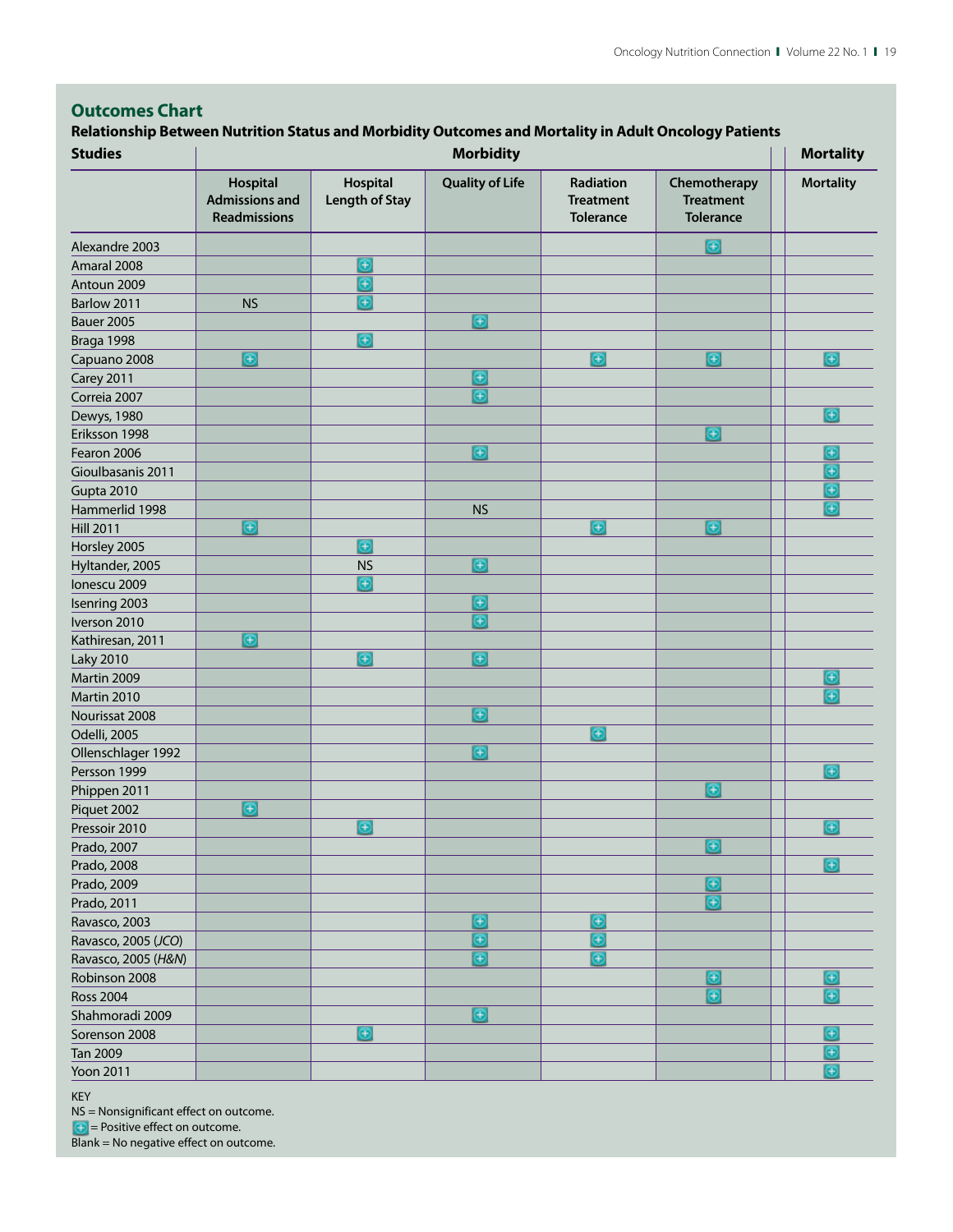## Outcomes Chart

**Relationship Between Nutrition Status and Morbidity Outcomes and Mortality in Adult Oncology Patients**

| Studies | Morbidity | | | | | Mortality |
|---|---|---|---|---|---|---|
| | Hospital Admissions and Readmissions | Hospital Length of Stay | Quality of Life | Radiation Treatment Tolerance | Chemotherapy Treatment Tolerance | Mortality |
| Alexandre 2003 | | | | | + | |
| Amaral 2008 | | + | | | | |
| Antoun 2009 | | + | | | | |
| Barlow 2011 | NS | + | | | | |
| Bauer 2005 | | | + | | | |
| Braga 1998 | | + | | | | |
| Capuano 2008 | + | | | + | + | + |
| Carey 2011 | | | + | | | |
| Correia 2007 | | | + | | | |
| Dewys, 1980 | | | | | | + |
| Eriksson 1998 | | | | | + | |
| Fearon 2006 | | | + | | | + |
| Gioulbasanis 2011 | | | | | | + |
| Gupta 2010 | | | | | | + |
| Hammerlid 1998 | | | NS | | | + |
| Hill 2011 | + | | | + | + | |
| Horsley 2005 | | + | | | | |
| Hyltander, 2005 | | NS | + | | | |
| Ionescu 2009 | | + | | | | |
| Isenring 2003 | | | + | | | |
| Iverson 2010 | | | + | | | |
| Kathiresan, 2011 | + | | | | | |
| Laky 2010 | | + | + | | | |
| Martin 2009 | | | | | | + |
| Martin 2010 | | | | | | + |
| Nourissat 2008 | | | + | | | |
| Odelli, 2005 | | | | + | | |
| Ollenschlager 1992 | | | + | | | |
| Persson 1999 | | | | | | + |
| Phippen 2011 | | | | | + | |
| Piquet 2002 | + | | | | | |
| Pressoir 2010 | | + | | | | + |
| Prado, 2007 | | | | | + | |
| Prado, 2008 | | | | | | + |
| Prado, 2009 | | | | | + | |
| Prado, 2011 | | | | | + | |
| Ravasco, 2003 | | | + | + | | |
| Ravasco, 2005 (*JCO*) | | | + | + | | |
| Ravasco, 2005 (*H&N*) | | | + | + | | |
| Robinson 2008 | | | | | + | + |
| Ross 2004 | | | | | + | + |
| Shahmoradi 2009 | | | + | | | |
| Sorenson 2008 | | + | | | | + |
| Tan 2009 | | | | | | + |
| Yoon 2011 | | | | | | + |

KEY
NS = Nonsignificant effect on outcome.
+ = Positive effect on outcome.
Blank = No negative effect on outcome.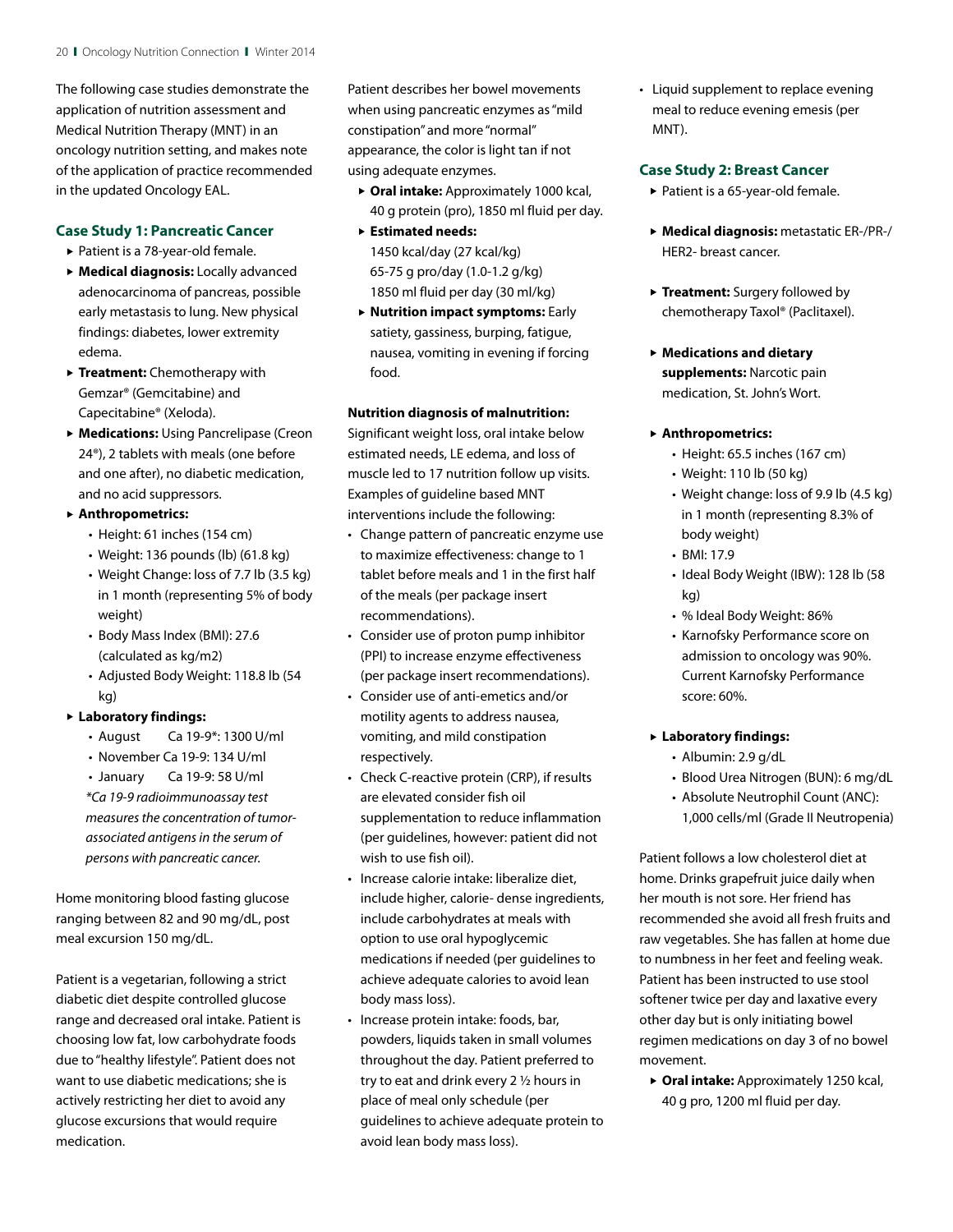The following case studies demonstrate the application of nutrition assessment and Medical Nutrition Therapy (MNT) in an oncology nutrition setting, and makes note of the application of practice recommended in the updated Oncology EAL.

## Case Study 1: Pancreatic Cancer

- Patient is a 78-year-old female.
- **Medical diagnosis:** Locally advanced adenocarcinoma of pancreas, possible early metastasis to lung. New physical findings: diabetes, lower extremity edema.
- **Treatment:** Chemotherapy with Gemzar® (Gemcitabine) and Capecitabine® (Xeloda).
- **Medications:** Using Pancrelipase (Creon 24®), 2 tablets with meals (one before and one after), no diabetic medication, and no acid suppressors.
- **Anthropometrics:**
  - Height: 61 inches (154 cm)
  - Weight: 136 pounds (lb) (61.8 kg)
  - Weight Change: loss of 7.7 lb (3.5 kg) in 1 month (representing 5% of body weight)
  - Body Mass Index (BMI): 27.6 (calculated as kg/m2)
  - Adjusted Body Weight: 118.8 lb (54 kg)
- **Laboratory findings:**
  - August Ca 19-9*: 1300 U/ml
  - November Ca 19-9: 134 U/ml
  - January Ca 19-9: 58 U/ml

  *\*Ca 19-9 radioimmunoassay test measures the concentration of tumor-associated antigens in the serum of persons with pancreatic cancer.*

Home monitoring blood fasting glucose ranging between 82 and 90 mg/dL, post meal excursion 150 mg/dL.

Patient is a vegetarian, following a strict diabetic diet despite controlled glucose range and decreased oral intake. Patient is choosing low fat, low carbohydrate foods due to "healthy lifestyle". Patient does not want to use diabetic medications; she is actively restricting her diet to avoid any glucose excursions that would require medication.

Patient describes her bowel movements when using pancreatic enzymes as "mild constipation" and more "normal" appearance, the color is light tan if not using adequate enzymes.

- **Oral intake:** Approximately 1000 kcal, 40 g protein (pro), 1850 ml fluid per day.
- **Estimated needs:**
  1450 kcal/day (27 kcal/kg)
  65-75 g pro/day (1.0-1.2 g/kg)
  1850 ml fluid per day (30 ml/kg)
- **Nutrition impact symptoms:** Early satiety, gassiness, burping, fatigue, nausea, vomiting in evening if forcing food.

**Nutrition diagnosis of malnutrition:** Significant weight loss, oral intake below estimated needs, LE edema, and loss of muscle led to 17 nutrition follow up visits. Examples of guideline based MNT interventions include the following:

- Change pattern of pancreatic enzyme use to maximize effectiveness: change to 1 tablet before meals and 1 in the first half of the meals (per package insert recommendations).
- Consider use of proton pump inhibitor (PPI) to increase enzyme effectiveness (per package insert recommendations).
- Consider use of anti-emetics and/or motility agents to address nausea, vomiting, and mild constipation respectively.
- Check C-reactive protein (CRP), if results are elevated consider fish oil supplementation to reduce inflammation (per guidelines, however: patient did not wish to use fish oil).
- Increase calorie intake: liberalize diet, include higher, calorie- dense ingredients, include carbohydrates at meals with option to use oral hypoglycemic medications if needed (per guidelines to achieve adequate calories to avoid lean body mass loss).
- Increase protein intake: foods, bar, powders, liquids taken in small volumes throughout the day. Patient preferred to try to eat and drink every 2 ½ hours in place of meal only schedule (per guidelines to achieve adequate protein to avoid lean body mass loss).
- Liquid supplement to replace evening meal to reduce evening emesis (per MNT).

## Case Study 2: Breast Cancer

- Patient is a 65-year-old female.
- **Medical diagnosis:** metastatic ER-/PR-/HER2- breast cancer.
- **Treatment:** Surgery followed by chemotherapy Taxol® (Paclitaxel).
- **Medications and dietary supplements:** Narcotic pain medication, St. John's Wort.
- **Anthropometrics:**
  - Height: 65.5 inches (167 cm)
  - Weight: 110 lb (50 kg)
  - Weight change: loss of 9.9 lb (4.5 kg) in 1 month (representing 8.3% of body weight)
  - BMI: 17.9
  - Ideal Body Weight (IBW): 128 lb (58 kg)
  - % Ideal Body Weight: 86%
  - Karnofsky Performance score on admission to oncology was 90%. Current Karnofsky Performance score: 60%.
- **Laboratory findings:**
  - Albumin: 2.9 g/dL
  - Blood Urea Nitrogen (BUN): 6 mg/dL
  - Absolute Neutrophil Count (ANC): 1,000 cells/ml (Grade II Neutropenia)

Patient follows a low cholesterol diet at home. Drinks grapefruit juice daily when her mouth is not sore. Her friend has recommended she avoid all fresh fruits and raw vegetables. She has fallen at home due to numbness in her feet and feeling weak. Patient has been instructed to use stool softener twice per day and laxative every other day but is only initiating bowel regimen medications on day 3 of no bowel movement.

- **Oral intake:** Approximately 1250 kcal, 40 g pro, 1200 ml fluid per day.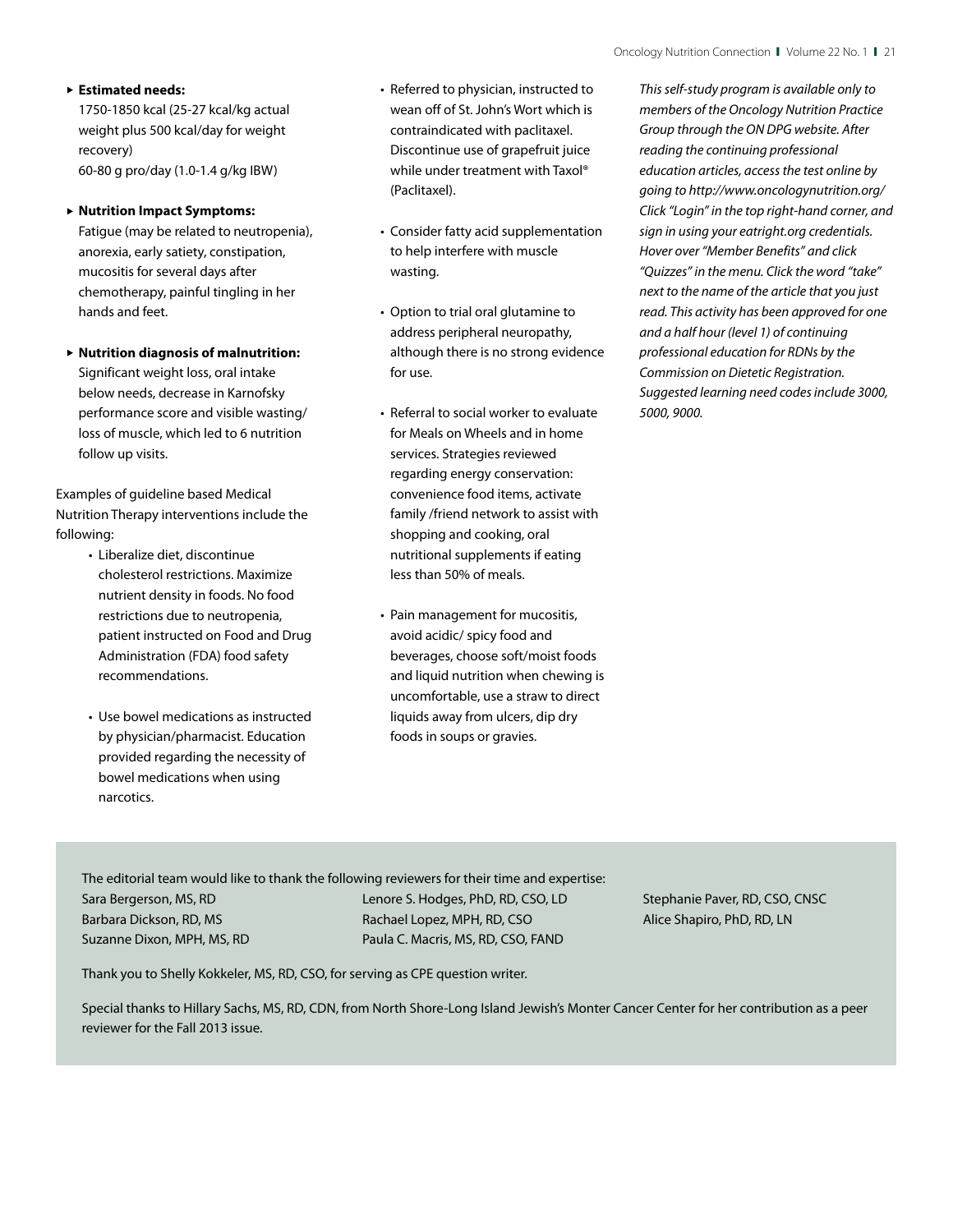- **Estimated needs:**
  1750-1850 kcal (25-27 kcal/kg actual weight plus 500 kcal/day for weight recovery)
  60-80 g pro/day (1.0-1.4 g/kg IBW)

- **Nutrition Impact Symptoms:**
  Fatigue (may be related to neutropenia), anorexia, early satiety, constipation, mucositis for several days after chemotherapy, painful tingling in her hands and feet.

- **Nutrition diagnosis of malnutrition:**
  Significant weight loss, oral intake below needs, decrease in Karnofsky performance score and visible wasting/ loss of muscle, which led to 6 nutrition follow up visits.

Examples of guideline based Medical Nutrition Therapy interventions include the following:

- Liberalize diet, discontinue cholesterol restrictions. Maximize nutrient density in foods. No food restrictions due to neutropenia, patient instructed on Food and Drug Administration (FDA) food safety recommendations.

- Use bowel medications as instructed by physician/pharmacist. Education provided regarding the necessity of bowel medications when using narcotics.

- Referred to physician, instructed to wean off of St. John's Wort which is contraindicated with paclitaxel. Discontinue use of grapefruit juice while under treatment with Taxol® (Paclitaxel).

- Consider fatty acid supplementation to help interfere with muscle wasting.

- Option to trial oral glutamine to address peripheral neuropathy, although there is no strong evidence for use.

- Referral to social worker to evaluate for Meals on Wheels and in home services. Strategies reviewed regarding energy conservation: convenience food items, activate family /friend network to assist with shopping and cooking, oral nutritional supplements if eating less than 50% of meals.

- Pain management for mucositis, avoid acidic/ spicy food and beverages, choose soft/moist foods and liquid nutrition when chewing is uncomfortable, use a straw to direct liquids away from ulcers, dip dry foods in soups or gravies.

*This self-study program is available only to members of the Oncology Nutrition Practice Group through the ON DPG website. After reading the continuing professional education articles, access the test online by going to http://www.oncologynutrition.org/ Click "Login" in the top right-hand corner, and sign in using your eatright.org credentials. Hover over "Member Benefits" and click "Quizzes" in the menu. Click the word "take" next to the name of the article that you just read. This activity has been approved for one and a half hour (level 1) of continuing professional education for RDNs by the Commission on Dietetic Registration. Suggested learning need codes include 3000, 5000, 9000.*

The editorial team would like to thank the following reviewers for their time and expertise:

Sara Bergerson, MS, RD
Barbara Dickson, RD, MS
Suzanne Dixon, MPH, MS, RD
Lenore S. Hodges, PhD, RD, CSO, LD
Rachael Lopez, MPH, RD, CSO
Paula C. Macris, MS, RD, CSO, FAND
Stephanie Paver, RD, CSO, CNSC
Alice Shapiro, PhD, RD, LN

Thank you to Shelly Kokkeler, MS, RD, CSO, for serving as CPE question writer.

Special thanks to Hillary Sachs, MS, RD, CDN, from North Shore-Long Island Jewish's Monter Cancer Center for her contribution as a peer reviewer for the Fall 2013 issue.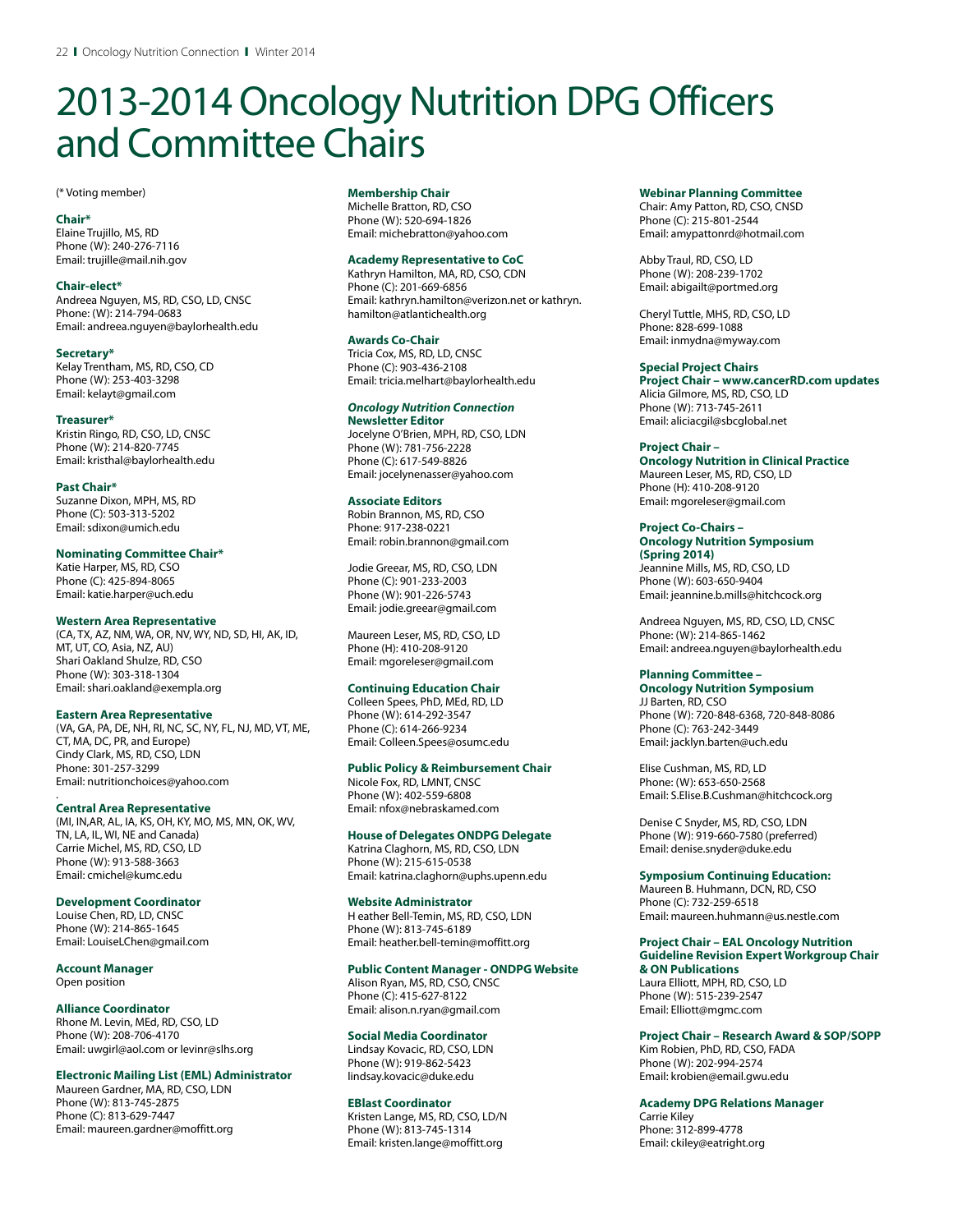# 2013-2014 Oncology Nutrition DPG Officers and Committee Chairs

(* Voting member)

**Chair***
Elaine Trujillo, MS, RD
Phone (W): 240-276-7116
Email: trujille@mail.nih.gov

**Chair-elect***
Andreea Nguyen, MS, RD, CSO, LD, CNSC
Phone: (W): 214-794-0683
Email: andreea.nguyen@baylorhealth.edu

**Secretary***
Kelay Trentham, MS, RD, CSO, CD
Phone (W): 253-403-3298
Email: kelayt@gmail.com

**Treasurer***
Kristin Ringo, RD, CSO, LD, CNSC
Phone (W): 214-820-7745
Email: kristhal@baylorhealth.edu

**Past Chair***
Suzanne Dixon, MPH, MS, RD
Phone (C): 503-313-5202
Email: sdixon@umich.edu

**Nominating Committee Chair***
Katie Harper, MS, RD, CSO
Phone (C): 425-894-8065
Email: katie.harper@uch.edu

**Western Area Representative**
(CA, TX, AZ, NM, WA, OR, NV, WY, ND, SD, HI, AK, ID, MT, UT, CO, Asia, NZ, AU)
Shari Oakland Shulze, RD, CSO
Phone (W): 303-318-1304
Email: shari.oakland@exempla.org

**Eastern Area Representative**
(VA, GA, PA, DE, NH, RI, NC, SC, NY, FL, NJ, MD, VT, ME, CT, MA, DC, PR, and Europe)
Cindy Clark, MS, RD, CSO, LDN
Phone: 301-257-3299
Email: nutritionchoices@yahoo.com
.

**Central Area Representative**
(MI, IN,AR, AL, IA, KS, OH, KY, MO, MS, MN, OK, WV, TN, LA, IL, WI, NE and Canada)
Carrie Michel, MS, RD, CSO, LD
Phone (W): 913-588-3663
Email: cmichel@kumc.edu

**Development Coordinator**
Louise Chen, RD, LD, CNSC
Phone (W): 214-865-1645
Email: LouiseLChen@gmail.com

**Account Manager**
Open position

**Alliance Coordinator**
Rhone M. Levin, MEd, RD, CSO, LD
Phone (W): 208-706-4170
Email: uwgirl@aol.com or levinr@slhs.org

**Electronic Mailing List (EML) Administrator**
Maureen Gardner, MA, RD, CSO, LDN
Phone (W): 813-745-2875
Phone (C): 813-629-7447
Email: maureen.gardner@moffitt.org

**Membership Chair**
Michelle Bratton, RD, CSO
Phone (W): 520-694-1826
Email: michebratton@yahoo.com

**Academy Representative to CoC**
Kathryn Hamilton, MA, RD, CSO, CDN
Phone (C): 201-669-6856
Email: kathryn.hamilton@verizon.net or kathryn.hamilton@atlantichealth.org

**Awards Co-Chair**
Tricia Cox, MS, RD, LD, CNSC
Phone (C): 903-436-2108
Email: tricia.melhart@baylorhealth.edu

***Oncology Nutrition Connection* Newsletter Editor**
Jocelyne O'Brien, MPH, RD, CSO, LDN
Phone (W): 781-756-2228
Phone (C): 617-549-8826
Email: jocelynenasser@yahoo.com

**Associate Editors**
Robin Brannon, MS, RD, CSO
Phone: 917-238-0221
Email: robin.brannon@gmail.com

Jodie Greear, MS, RD, CSO, LDN
Phone (C): 901-233-2003
Phone (W): 901-226-5743
Email: jodie.greear@gmail.com

Maureen Leser, MS, RD, CSO, LD
Phone (H): 410-208-9120
Email: mgoreleser@gmail.com

**Continuing Education Chair**
Colleen Spees, PhD, MEd, RD, LD
Phone (W): 614-292-3547
Phone (C): 614-266-9234
Email: Colleen.Spees@osumc.edu

**Public Policy & Reimbursement Chair**
Nicole Fox, RD, LMNT, CNSC
Phone (W): 402-559-6808
Email: nfox@nebraskamed.com

**House of Delegates ONDPG Delegate**
Katrina Claghorn, MS, RD, CSO, LDN
Phone (W): 215-615-0538
Email: katrina.claghorn@uphs.upenn.edu

**Website Administrator**
H eather Bell-Temin, MS, RD, CSO, LDN
Phone (W): 813-745-6189
Email: heather.bell-temin@moffitt.org

**Public Content Manager - ONDPG Website**
Alison Ryan, MS, RD, CSO, CNSC
Phone (C): 415-627-8122
Email: alison.n.ryan@gmail.com

**Social Media Coordinator**
Lindsay Kovacic, RD, CSO, LDN
Phone (W): 919-862-5423
lindsay.kovacic@duke.edu

**EBlast Coordinator**
Kristen Lange, MS, RD, CSO, LD/N
Phone (W): 813-745-1314
Email: kristen.lange@moffitt.org

**Webinar Planning Committee**
Chair: Amy Patton, RD, CSO, CNSD
Phone (C): 215-801-2544
Email: amypattonrd@hotmail.com

Abby Traul, RD, CSO, LD
Phone (W): 208-239-1702
Email: abigailt@portmed.org

Cheryl Tuttle, MHS, RD, CSO, LD
Phone: 828-699-1088
Email: inmydna@myway.com

**Special Project Chairs**
**Project Chair – www.cancerRD.com updates**
Alicia Gilmore, MS, RD, CSO, LD
Phone (W): 713-745-2611
Email: aliciacgil@sbcglobal.net

**Project Chair – Oncology Nutrition in Clinical Practice**
Maureen Leser, MS, RD, CSO, LD
Phone (H): 410-208-9120
Email: mgoreleser@gmail.com

**Project Co-Chairs – Oncology Nutrition Symposium (Spring 2014)**
Jeannine Mills, MS, RD, CSO, LD
Phone (W): 603-650-9404
Email: jeannine.b.mills@hitchcock.org

Andreea Nguyen, MS, RD, CSO, LD, CNSC
Phone: (W): 214-865-1462
Email: andreea.nguyen@baylorhealth.edu

**Planning Committee – Oncology Nutrition Symposium**
JJ Barten, RD, CSO
Phone (W): 720-848-6368, 720-848-8086
Phone (C): 763-242-3449
Email: jacklyn.barten@uch.edu

Elise Cushman, MS, RD, LD
Phone: (W): 653-650-2568
Email: S.Elise.B.Cushman@hitchcock.org

Denise C Snyder, MS, RD, CSO, LDN
Phone (W): 919-660-7580 (preferred)
Email: denise.snyder@duke.edu

**Symposium Continuing Education:**
Maureen B. Huhmann, DCN, RD, CSO
Phone (C): 732-259-6518
Email: maureen.huhmann@us.nestle.com

**Project Chair – EAL Oncology Nutrition Guideline Revision Expert Workgroup Chair & ON Publications**
Laura Elliott, MPH, RD, CSO, LD
Phone (W): 515-239-2547
Email: Elliott@mgmc.com

**Project Chair – Research Award & SOP/SOPP**
Kim Robien, PhD, RD, CSO, FADA
Phone (W): 202-994-2574
Email: krobien@email.gwu.edu

**Academy DPG Relations Manager**
Carrie Kiley
Phone: 312-899-4778
Email: ckiley@eatright.org